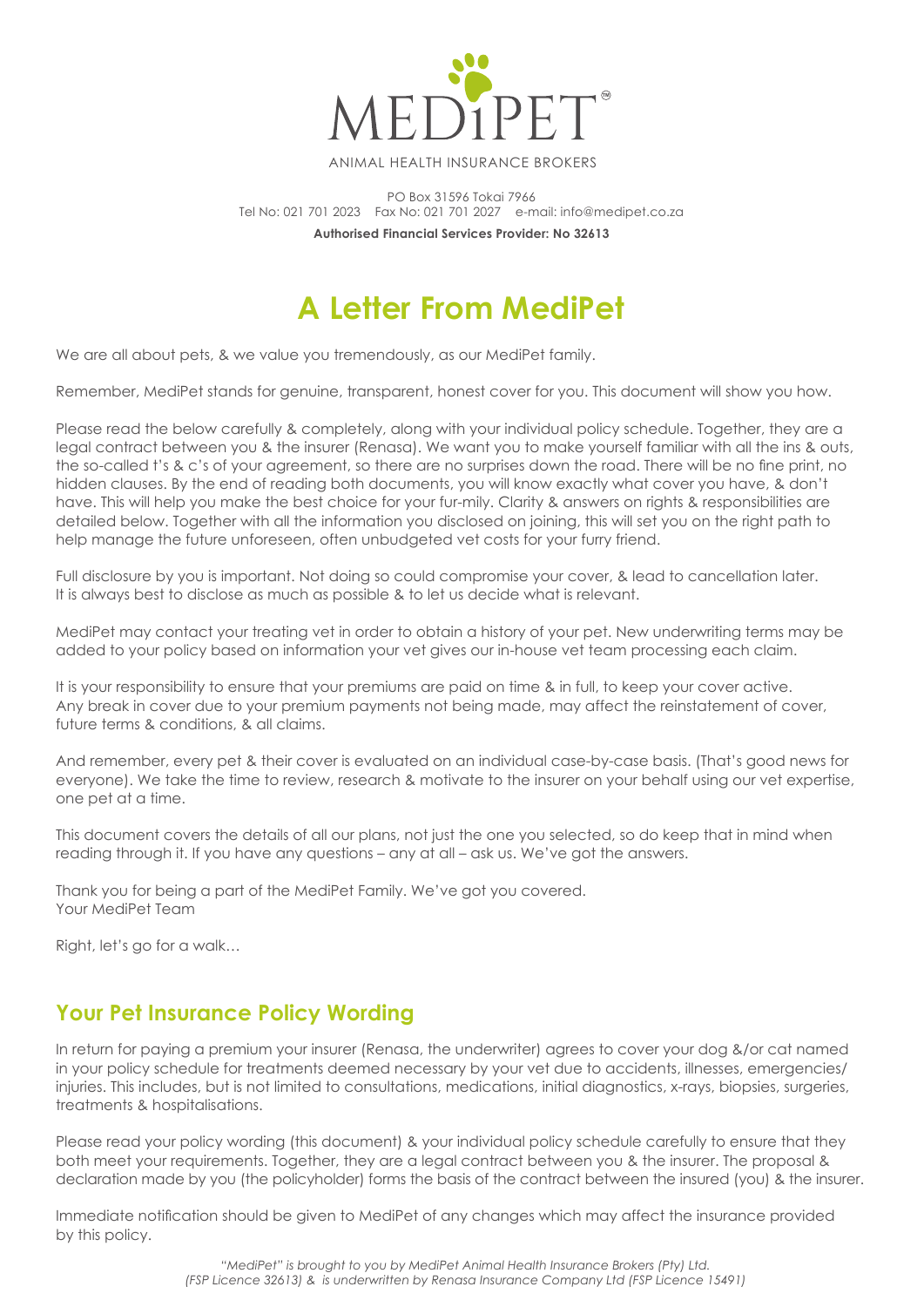MEDIPET

ANIMAL HEALTH INSURANCE BROKERS

PO Box 31596 Tokai 7966
Tel No: 021 701 2023 Fax No: 021 701 2027 e-mail: info@medipet.co.za

**Authorised Financial Services Provider: No 32613**

# A Letter From MediPet

We are all about pets, & we value you tremendously, as our MediPet family.

Remember, MediPet stands for genuine, transparent, honest cover for you. This document will show you how.

Please read the below carefully & completely, along with your individual policy schedule. Together, they are a legal contract between you & the insurer (Renasa). We want you to make yourself familiar with all the ins & outs, the so-called t's & c's of your agreement, so there are no surprises down the road. There will be no fine print, no hidden clauses. By the end of reading both documents, you will know exactly what cover you have, & don't have. This will help you make the best choice for your fur-mily. Clarity & answers on rights & responsibilities are detailed below. Together with all the information you disclosed on joining, this will set you on the right path to help manage the future unforeseen, often unbudgeted vet costs for your furry friend.

Full disclosure by you is important. Not doing so could compromise your cover, & lead to cancellation later. It is always best to disclose as much as possible & to let us decide what is relevant.

MediPet may contact your treating vet in order to obtain a history of your pet. New underwriting terms may be added to your policy based on information your vet gives our in-house vet team processing each claim.

It is your responsibility to ensure that your premiums are paid on time & in full, to keep your cover active. Any break in cover due to your premium payments not being made, may affect the reinstatement of cover, future terms & conditions, & all claims.

And remember, every pet & their cover is evaluated on an individual case-by-case basis. (That's good news for everyone). We take the time to review, research & motivate to the insurer on your behalf using our vet expertise, one pet at a time.

This document covers the details of all our plans, not just the one you selected, so do keep that in mind when reading through it. If you have any questions – any at all – ask us. We've got the answers.

Thank you for being a part of the MediPet Family. We've got you covered.
Your MediPet Team

Right, let's go for a walk…

## Your Pet Insurance Policy Wording

In return for paying a premium your insurer (Renasa, the underwriter) agrees to cover your dog &/or cat named in your policy schedule for treatments deemed necessary by your vet due to accidents, illnesses, emergencies/ injuries. This includes, but is not limited to consultations, medications, initial diagnostics, x-rays, biopsies, surgeries, treatments & hospitalisations.

Please read your policy wording (this document) & your individual policy schedule carefully to ensure that they both meet your requirements. Together, they are a legal contract between you & the insurer. The proposal & declaration made by you (the policyholder) forms the basis of the contract between the insured (you) & the insurer.

Immediate notification should be given to MediPet of any changes which may affect the insurance provided by this policy.

*"MediPet" is brought to you by MediPet Animal Health Insurance Brokers (Pty) Ltd. (FSP Licence 32613) & is underwritten by Renasa Insurance Company Ltd (FSP Licence 15491)*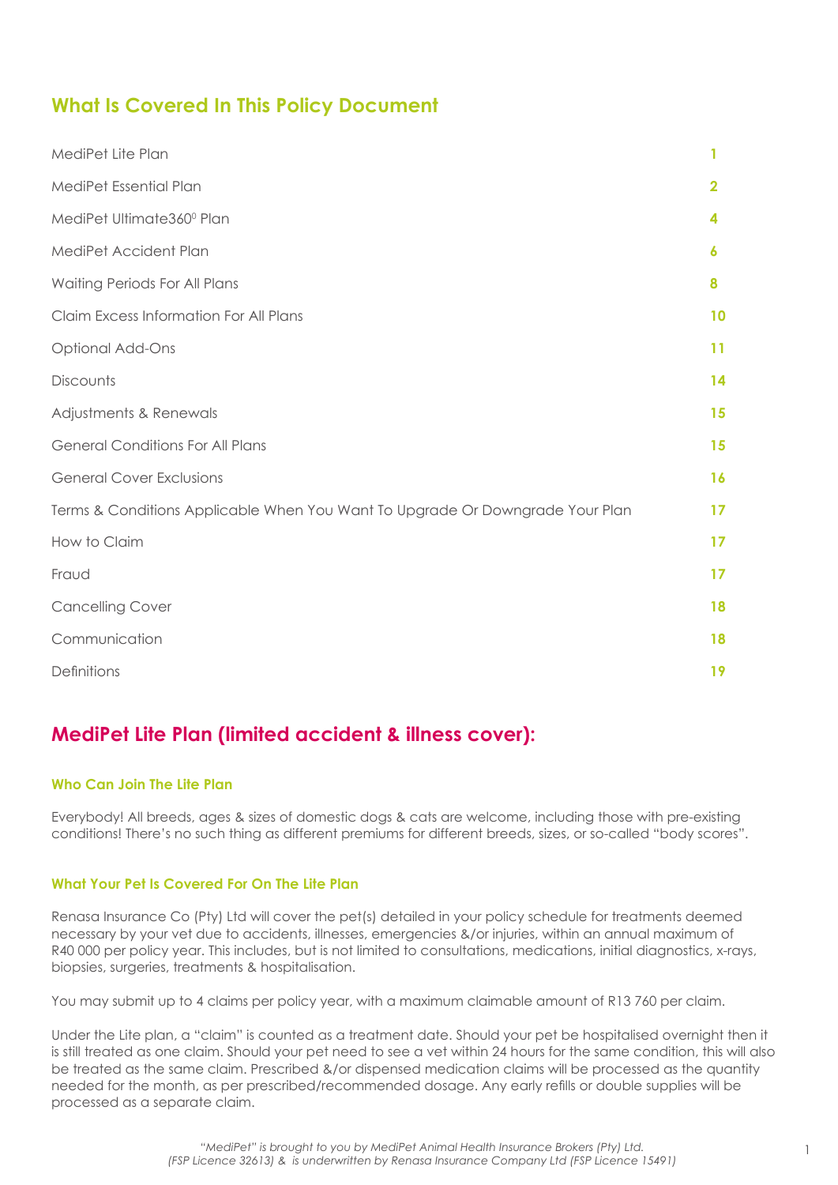## What Is Covered In This Policy Document

| | |
|---|---|
| MediPet Lite Plan | 1 |
| MediPet Essential Plan | 2 |
| MediPet Ultimate360⁰ Plan | 4 |
| MediPet Accident Plan | 6 |
| Waiting Periods For All Plans | 8 |
| Claim Excess Information For All Plans | 10 |
| Optional Add-Ons | 11 |
| Discounts | 14 |
| Adjustments & Renewals | 15 |
| General Conditions For All Plans | 15 |
| General Cover Exclusions | 16 |
| Terms & Conditions Applicable When You Want To Upgrade Or Downgrade Your Plan | 17 |
| How to Claim | 17 |
| Fraud | 17 |
| Cancelling Cover | 18 |
| Communication | 18 |
| Definitions | 19 |

## MediPet Lite Plan (limited accident & illness cover):

### Who Can Join The Lite Plan

Everybody! All breeds, ages & sizes of domestic dogs & cats are welcome, including those with pre-existing conditions! There's no such thing as different premiums for different breeds, sizes, or so-called "body scores".

### What Your Pet Is Covered For On The Lite Plan

Renasa Insurance Co (Pty) Ltd will cover the pet(s) detailed in your policy schedule for treatments deemed necessary by your vet due to accidents, illnesses, emergencies &/or injuries, within an annual maximum of R40 000 per policy year. This includes, but is not limited to consultations, medications, initial diagnostics, x-rays, biopsies, surgeries, treatments & hospitalisation.

You may submit up to 4 claims per policy year, with a maximum claimable amount of R13 760 per claim.

Under the Lite plan, a "claim" is counted as a treatment date. Should your pet be hospitalised overnight then it is still treated as one claim. Should your pet need to see a vet within 24 hours for the same condition, this will also be treated as the same claim. Prescribed &/or dispensed medication claims will be processed as the quantity needed for the month, as per prescribed/recommended dosage. Any early refills or double supplies will be processed as a separate claim.

*"MediPet" is brought to you by MediPet Animal Health Insurance Brokers (Pty) Ltd. (FSP Licence 32613) & is underwritten by Renasa Insurance Company Ltd (FSP Licence 15491)*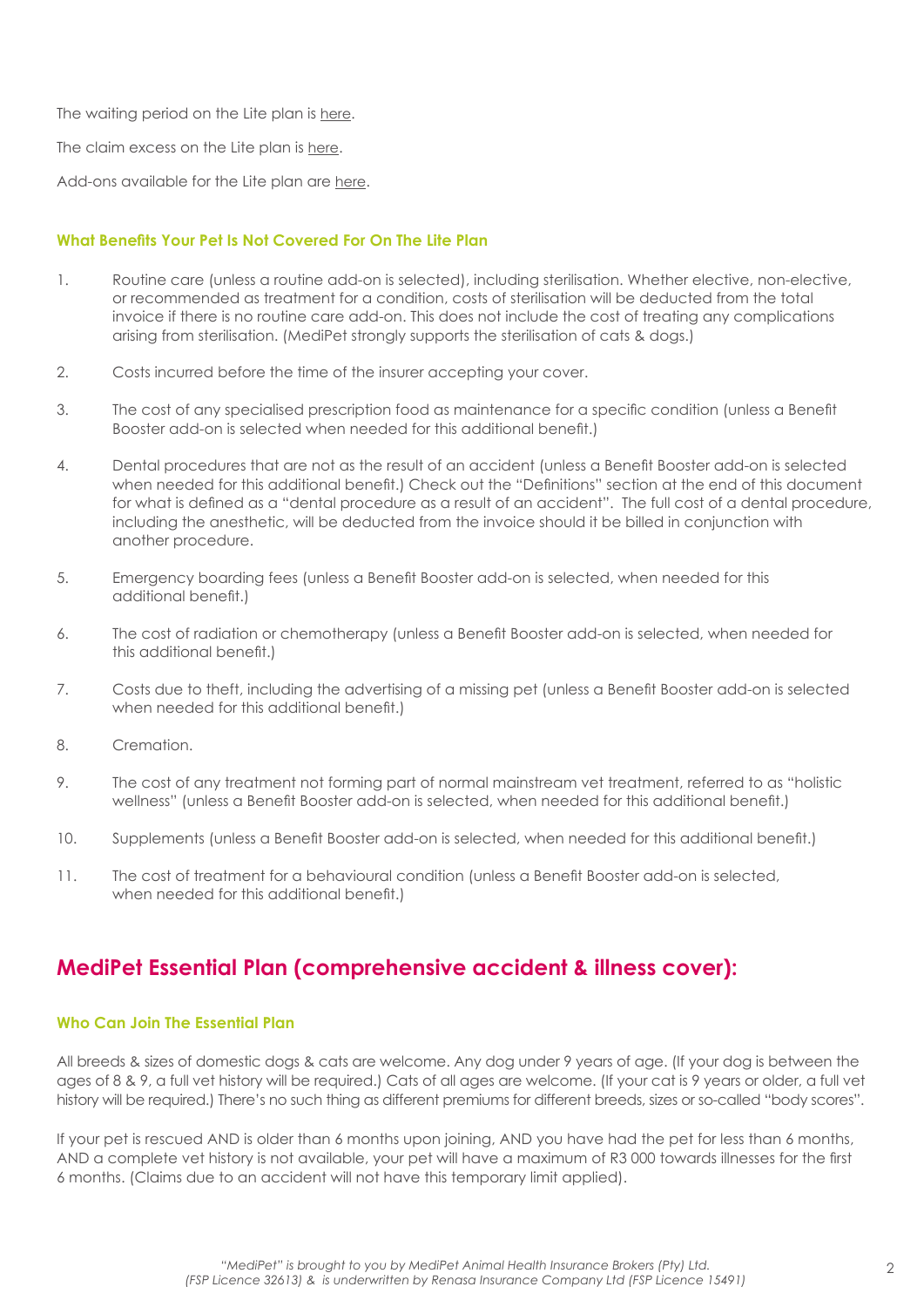The waiting period on the Lite plan is here.

The claim excess on the Lite plan is here.

Add-ons available for the Lite plan are here.

### What Benefits Your Pet Is Not Covered For On The Lite Plan

1. Routine care (unless a routine add-on is selected), including sterilisation. Whether elective, non-elective, or recommended as treatment for a condition, costs of sterilisation will be deducted from the total invoice if there is no routine care add-on. This does not include the cost of treating any complications arising from sterilisation. (MediPet strongly supports the sterilisation of cats & dogs.)
2. Costs incurred before the time of the insurer accepting your cover.
3. The cost of any specialised prescription food as maintenance for a specific condition (unless a Benefit Booster add-on is selected when needed for this additional benefit.)
4. Dental procedures that are not as the result of an accident (unless a Benefit Booster add-on is selected when needed for this additional benefit.) Check out the "Definitions" section at the end of this document for what is defined as a "dental procedure as a result of an accident". The full cost of a dental procedure, including the anesthetic, will be deducted from the invoice should it be billed in conjunction with another procedure.
5. Emergency boarding fees (unless a Benefit Booster add-on is selected, when needed for this additional benefit.)
6. The cost of radiation or chemotherapy (unless a Benefit Booster add-on is selected, when needed for this additional benefit.)
7. Costs due to theft, including the advertising of a missing pet (unless a Benefit Booster add-on is selected when needed for this additional benefit.)
8. Cremation.
9. The cost of any treatment not forming part of normal mainstream vet treatment, referred to as "holistic wellness" (unless a Benefit Booster add-on is selected, when needed for this additional benefit.)
10. Supplements (unless a Benefit Booster add-on is selected, when needed for this additional benefit.)
11. The cost of treatment for a behavioural condition (unless a Benefit Booster add-on is selected, when needed for this additional benefit.)

## MediPet Essential Plan (comprehensive accident & illness cover):

### Who Can Join The Essential Plan

All breeds & sizes of domestic dogs & cats are welcome. Any dog under 9 years of age. (If your dog is between the ages of 8 & 9, a full vet history will be required.) Cats of all ages are welcome. (If your cat is 9 years or older, a full vet history will be required.) There's no such thing as different premiums for different breeds, sizes or so-called "body scores".

If your pet is rescued AND is older than 6 months upon joining, AND you have had the pet for less than 6 months, AND a complete vet history is not available, your pet will have a maximum of R3 000 towards illnesses for the first 6 months. (Claims due to an accident will not have this temporary limit applied).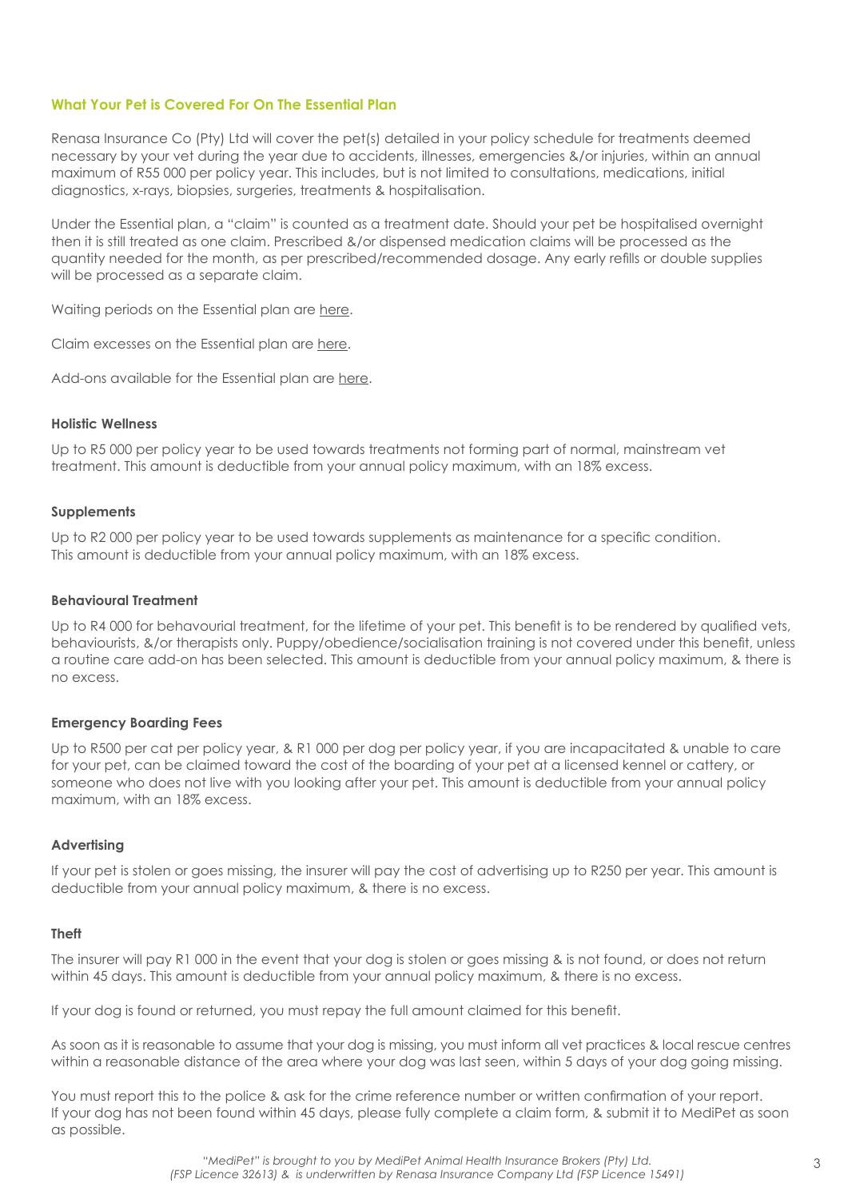## What Your Pet is Covered For On The Essential Plan

Renasa Insurance Co (Pty) Ltd will cover the pet(s) detailed in your policy schedule for treatments deemed necessary by your vet during the year due to accidents, illnesses, emergencies &/or injuries, within an annual maximum of R55 000 per policy year. This includes, but is not limited to consultations, medications, initial diagnostics, x-rays, biopsies, surgeries, treatments & hospitalisation.

Under the Essential plan, a "claim" is counted as a treatment date. Should your pet be hospitalised overnight then it is still treated as one claim. Prescribed &/or dispensed medication claims will be processed as the quantity needed for the month, as per prescribed/recommended dosage. Any early refills or double supplies will be processed as a separate claim.

Waiting periods on the Essential plan are here.

Claim excesses on the Essential plan are here.

Add-ons available for the Essential plan are here.

### Holistic Wellness

Up to R5 000 per policy year to be used towards treatments not forming part of normal, mainstream vet treatment. This amount is deductible from your annual policy maximum, with an 18% excess.

### Supplements

Up to R2 000 per policy year to be used towards supplements as maintenance for a specific condition. This amount is deductible from your annual policy maximum, with an 18% excess.

### Behavioural Treatment

Up to R4 000 for behavourial treatment, for the lifetime of your pet. This benefit is to be rendered by qualified vets, behaviourists, &/or therapists only. Puppy/obedience/socialisation training is not covered under this benefit, unless a routine care add-on has been selected. This amount is deductible from your annual policy maximum, & there is no excess.

### Emergency Boarding Fees

Up to R500 per cat per policy year, & R1 000 per dog per policy year, if you are incapacitated & unable to care for your pet, can be claimed toward the cost of the boarding of your pet at a licensed kennel or cattery, or someone who does not live with you looking after your pet. This amount is deductible from your annual policy maximum, with an 18% excess.

### Advertising

If your pet is stolen or goes missing, the insurer will pay the cost of advertising up to R250 per year. This amount is deductible from your annual policy maximum, & there is no excess.

### Theft

The insurer will pay R1 000 in the event that your dog is stolen or goes missing & is not found, or does not return within 45 days. This amount is deductible from your annual policy maximum, & there is no excess.

If your dog is found or returned, you must repay the full amount claimed for this benefit.

As soon as it is reasonable to assume that your dog is missing, you must inform all vet practices & local rescue centres within a reasonable distance of the area where your dog was last seen, within 5 days of your dog going missing.

You must report this to the police & ask for the crime reference number or written confirmation of your report. If your dog has not been found within 45 days, please fully complete a claim form, & submit it to MediPet as soon as possible.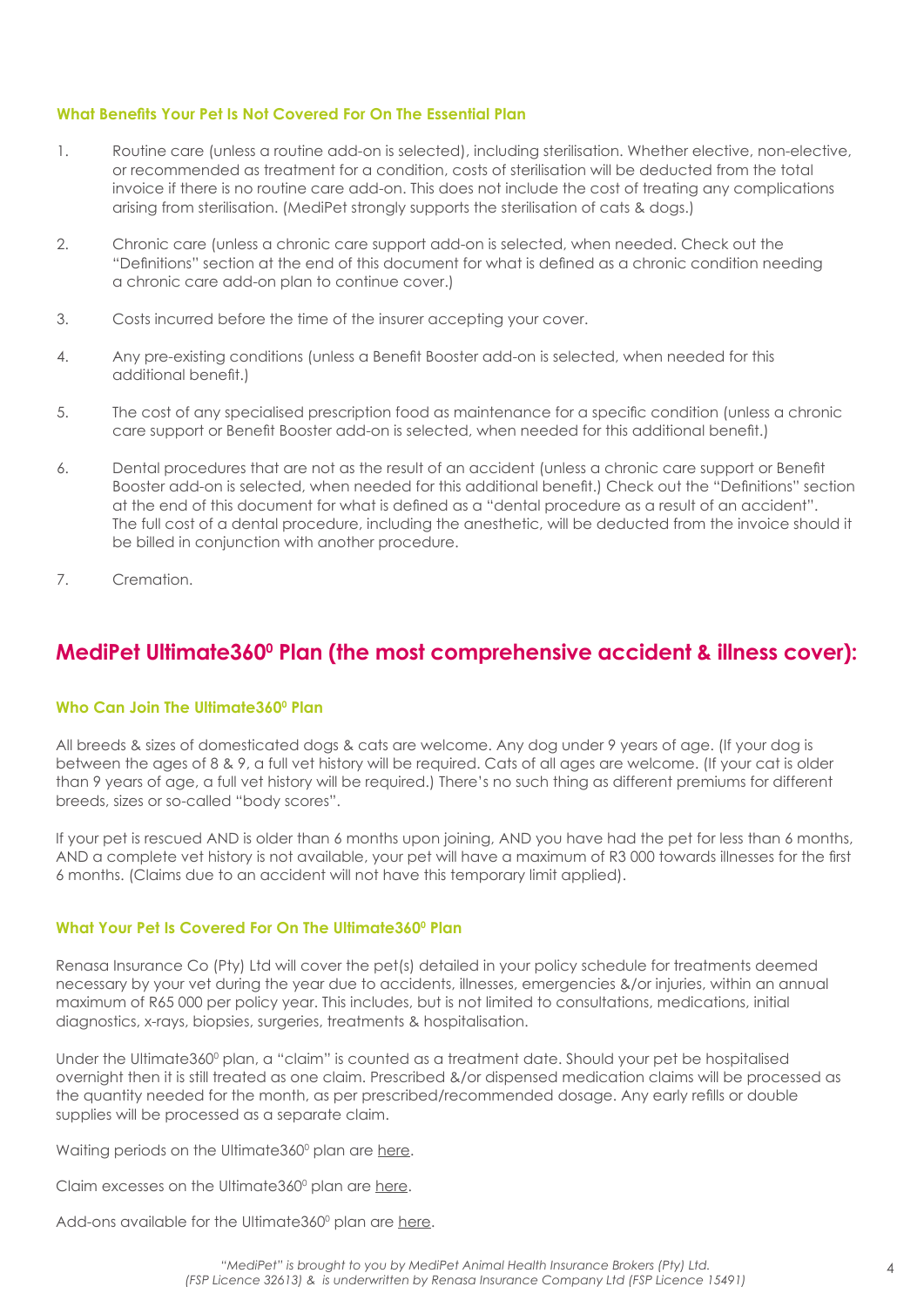### What Benefits Your Pet Is Not Covered For On The Essential Plan

1. Routine care (unless a routine add-on is selected), including sterilisation. Whether elective, non-elective, or recommended as treatment for a condition, costs of sterilisation will be deducted from the total invoice if there is no routine care add-on. This does not include the cost of treating any complications arising from sterilisation. (MediPet strongly supports the sterilisation of cats & dogs.)
2. Chronic care (unless a chronic care support add-on is selected, when needed. Check out the "Definitions" section at the end of this document for what is defined as a chronic condition needing a chronic care add-on plan to continue cover.)
3. Costs incurred before the time of the insurer accepting your cover.
4. Any pre-existing conditions (unless a Benefit Booster add-on is selected, when needed for this additional benefit.)
5. The cost of any specialised prescription food as maintenance for a specific condition (unless a chronic care support or Benefit Booster add-on is selected, when needed for this additional benefit.)
6. Dental procedures that are not as the result of an accident (unless a chronic care support or Benefit Booster add-on is selected, when needed for this additional benefit.) Check out the "Definitions" section at the end of this document for what is defined as a "dental procedure as a result of an accident". The full cost of a dental procedure, including the anesthetic, will be deducted from the invoice should it be billed in conjunction with another procedure.
7. Cremation.

## MediPet Ultimate360⁰ Plan (the most comprehensive accident & illness cover):

### Who Can Join The Ultimate360⁰ Plan

All breeds & sizes of domesticated dogs & cats are welcome. Any dog under 9 years of age. (If your dog is between the ages of 8 & 9, a full vet history will be required. Cats of all ages are welcome. (If your cat is older than 9 years of age, a full vet history will be required.) There's no such thing as different premiums for different breeds, sizes or so-called "body scores".

If your pet is rescued AND is older than 6 months upon joining, AND you have had the pet for less than 6 months, AND a complete vet history is not available, your pet will have a maximum of R3 000 towards illnesses for the first 6 months. (Claims due to an accident will not have this temporary limit applied).

### What Your Pet Is Covered For On The Ultimate360⁰ Plan

Renasa Insurance Co (Pty) Ltd will cover the pet(s) detailed in your policy schedule for treatments deemed necessary by your vet during the year due to accidents, illnesses, emergencies &/or injuries, within an annual maximum of R65 000 per policy year. This includes, but is not limited to consultations, medications, initial diagnostics, x-rays, biopsies, surgeries, treatments & hospitalisation.

Under the Ultimate360⁰ plan, a "claim" is counted as a treatment date. Should your pet be hospitalised overnight then it is still treated as one claim. Prescribed &/or dispensed medication claims will be processed as the quantity needed for the month, as per prescribed/recommended dosage. Any early refills or double supplies will be processed as a separate claim.

Waiting periods on the Ultimate360⁰ plan are here.

Claim excesses on the Ultimate360⁰ plan are here.

Add-ons available for the Ultimate360⁰ plan are here.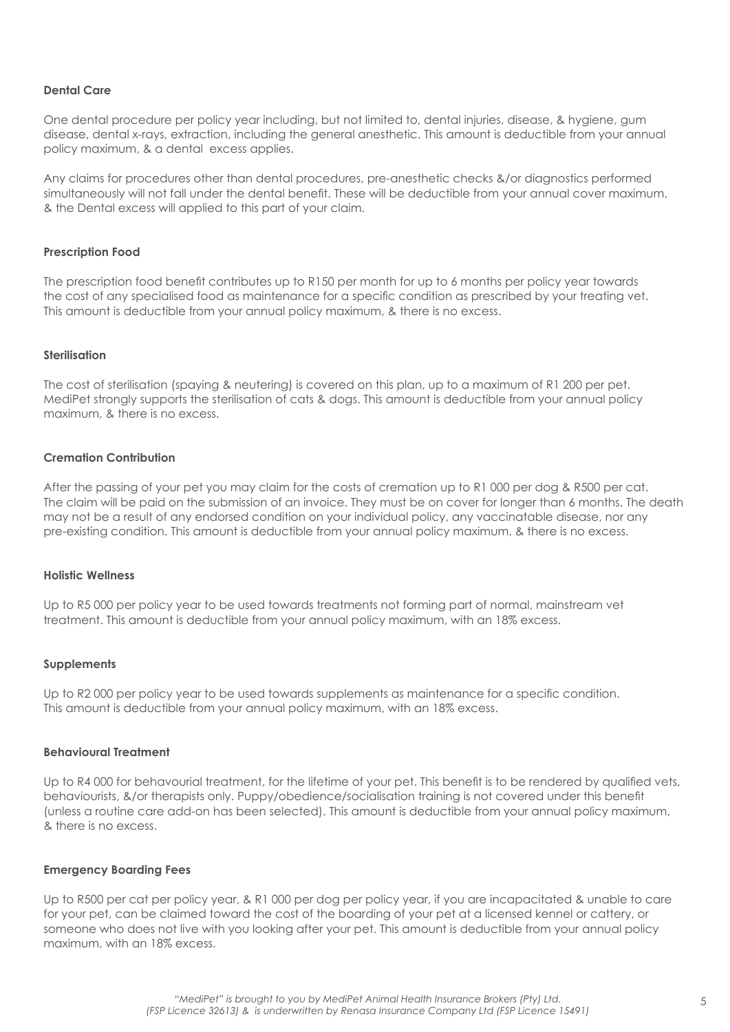**Dental Care**

One dental procedure per policy year including, but not limited to, dental injuries, disease, & hygiene, gum disease, dental x-rays, extraction, including the general anesthetic. This amount is deductible from your annual policy maximum, & a dental excess applies.

Any claims for procedures other than dental procedures, pre-anesthetic checks &/or diagnostics performed simultaneously will not fall under the dental benefit. These will be deductible from your annual cover maximum, & the Dental excess will applied to this part of your claim.

**Prescription Food**

The prescription food benefit contributes up to R150 per month for up to 6 months per policy year towards the cost of any specialised food as maintenance for a specific condition as prescribed by your treating vet. This amount is deductible from your annual policy maximum, & there is no excess.

**Sterilisation**

The cost of sterilisation (spaying & neutering) is covered on this plan, up to a maximum of R1 200 per pet. MediPet strongly supports the sterilisation of cats & dogs. This amount is deductible from your annual policy maximum, & there is no excess.

**Cremation Contribution**

After the passing of your pet you may claim for the costs of cremation up to R1 000 per dog & R500 per cat. The claim will be paid on the submission of an invoice. They must be on cover for longer than 6 months. The death may not be a result of any endorsed condition on your individual policy, any vaccinatable disease, nor any pre-existing condition. This amount is deductible from your annual policy maximum, & there is no excess.

**Holistic Wellness**

Up to R5 000 per policy year to be used towards treatments not forming part of normal, mainstream vet treatment. This amount is deductible from your annual policy maximum, with an 18% excess.

**Supplements**

Up to R2 000 per policy year to be used towards supplements as maintenance for a specific condition. This amount is deductible from your annual policy maximum, with an 18% excess.

**Behavioural Treatment**

Up to R4 000 for behavourial treatment, for the lifetime of your pet. This benefit is to be rendered by qualified vets, behaviourists, &/or therapists only. Puppy/obedience/socialisation training is not covered under this benefit (unless a routine care add-on has been selected). This amount is deductible from your annual policy maximum, & there is no excess.

**Emergency Boarding Fees**

Up to R500 per cat per policy year, & R1 000 per dog per policy year, if you are incapacitated & unable to care for your pet, can be claimed toward the cost of the boarding of your pet at a licensed kennel or cattery, or someone who does not live with you looking after your pet. This amount is deductible from your annual policy maximum, with an 18% excess.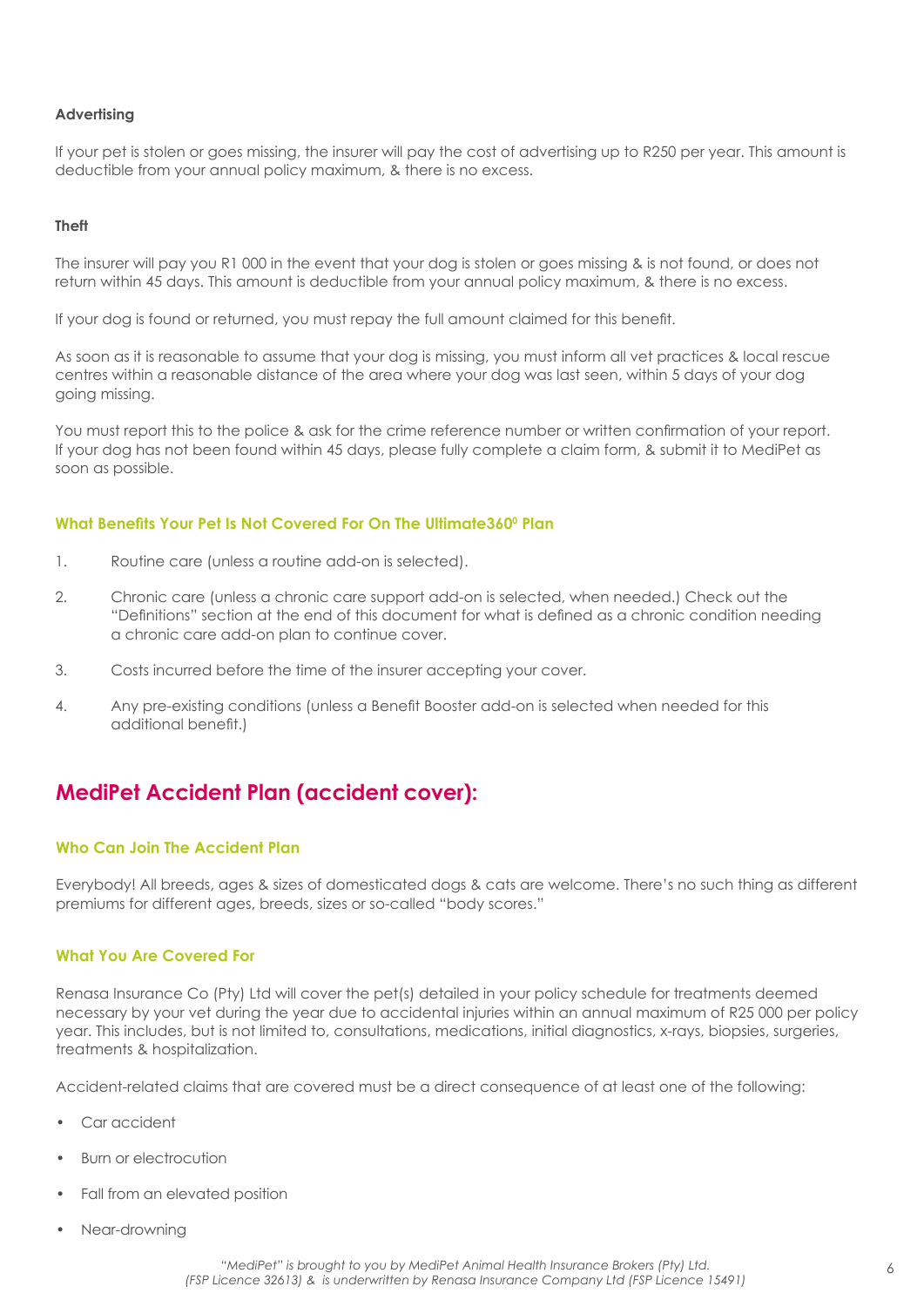#### Advertising

If your pet is stolen or goes missing, the insurer will pay the cost of advertising up to R250 per year. This amount is deductible from your annual policy maximum, & there is no excess.

#### Theft

The insurer will pay you R1 000 in the event that your dog is stolen or goes missing & is not found, or does not return within 45 days. This amount is deductible from your annual policy maximum, & there is no excess.

If your dog is found or returned, you must repay the full amount claimed for this benefit.

As soon as it is reasonable to assume that your dog is missing, you must inform all vet practices & local rescue centres within a reasonable distance of the area where your dog was last seen, within 5 days of your dog going missing.

You must report this to the police & ask for the crime reference number or written confirmation of your report. If your dog has not been found within 45 days, please fully complete a claim form, & submit it to MediPet as soon as possible.

### What Benefits Your Pet Is Not Covered For On The Ultimate360⁰ Plan

1. Routine care (unless a routine add-on is selected).
2. Chronic care (unless a chronic care support add-on is selected, when needed.) Check out the "Definitions" section at the end of this document for what is defined as a chronic condition needing a chronic care add-on plan to continue cover.
3. Costs incurred before the time of the insurer accepting your cover.
4. Any pre-existing conditions (unless a Benefit Booster add-on is selected when needed for this additional benefit.)

## MediPet Accident Plan (accident cover):

### Who Can Join The Accident Plan

Everybody! All breeds, ages & sizes of domesticated dogs & cats are welcome. There's no such thing as different premiums for different ages, breeds, sizes or so-called "body scores."

### What You Are Covered For

Renasa Insurance Co (Pty) Ltd will cover the pet(s) detailed in your policy schedule for treatments deemed necessary by your vet during the year due to accidental injuries within an annual maximum of R25 000 per policy year. This includes, but is not limited to, consultations, medications, initial diagnostics, x-rays, biopsies, surgeries, treatments & hospitalization.

Accident-related claims that are covered must be a direct consequence of at least one of the following:

- Car accident
- Burn or electrocution
- Fall from an elevated position
- Near-drowning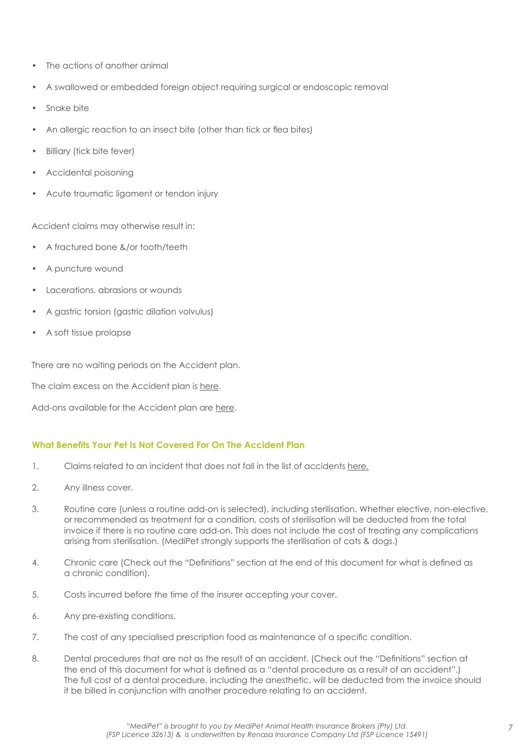- The actions of another animal
- A swallowed or embedded foreign object requiring surgical or endoscopic removal
- Snake bite
- An allergic reaction to an insect bite (other than tick or flea bites)
- Billiary (tick bite fever)
- Accidental poisoning
- Acute traumatic ligament or tendon injury

Accident claims may otherwise result in:

- A fractured bone &/or tooth/teeth
- A puncture wound
- Lacerations, abrasions or wounds
- A gastric torsion (gastric dilation volvulus)
- A soft tissue prolapse

There are no waiting periods on the Accident plan.

The claim excess on the Accident plan is here.

Add-ons available for the Accident plan are here.

### What Benefits Your Pet Is Not Covered For On The Accident Plan

1. Claims related to an incident that does not fall in the list of accidents here.
2. Any illness cover.
3. Routine care (unless a routine add-on is selected), including sterilisation. Whether elective, non-elective, or recommended as treatment for a condition, costs of sterilisation will be deducted from the total invoice if there is no routine care add-on. This does not include the cost of treating any complications arising from sterilisation. (MediPet strongly supports the sterilisation of cats & dogs.)
4. Chronic care (Check out the "Definitions" section at the end of this document for what is defined as a chronic condition).
5. Costs incurred before the time of the insurer accepting your cover.
6. Any pre-existing conditions.
7. The cost of any specialised prescription food as maintenance of a specific condition.
8. Dental procedures that are not as the result of an accident. (Check out the "Definitions" section at the end of this document for what is defined as a "dental procedure as a result of an accident".) The full cost of a dental procedure, including the anesthetic, will be deducted from the invoice should it be billed in conjunction with another procedure relating to an accident.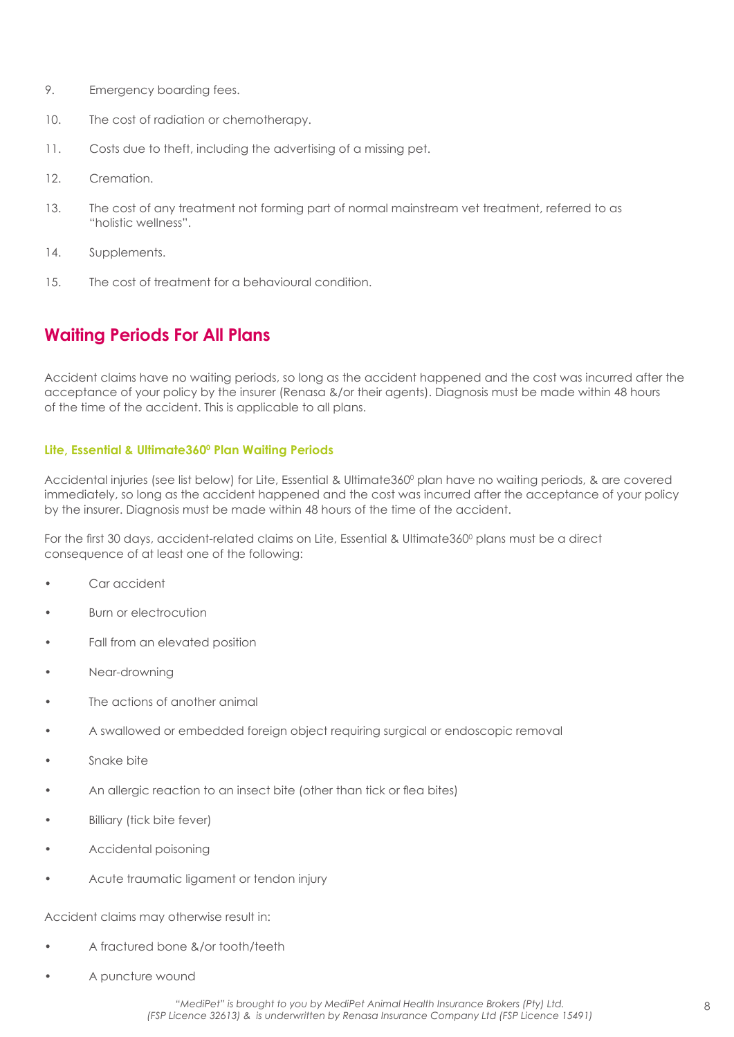9. Emergency boarding fees.
10. The cost of radiation or chemotherapy.
11. Costs due to theft, including the advertising of a missing pet.
12. Cremation.
13. The cost of any treatment not forming part of normal mainstream vet treatment, referred to as "holistic wellness".
14. Supplements.
15. The cost of treatment for a behavioural condition.

## Waiting Periods For All Plans

Accident claims have no waiting periods, so long as the accident happened and the cost was incurred after the acceptance of your policy by the insurer (Renasa &/or their agents). Diagnosis must be made within 48 hours of the time of the accident. This is applicable to all plans.

### Lite, Essential & Ultimate360⁰ Plan Waiting Periods

Accidental injuries (see list below) for Lite, Essential & Ultimate360⁰ plan have no waiting periods, & are covered immediately, so long as the accident happened and the cost was incurred after the acceptance of your policy by the insurer. Diagnosis must be made within 48 hours of the time of the accident.

For the first 30 days, accident-related claims on Lite, Essential & Ultimate360⁰ plans must be a direct consequence of at least one of the following:

- Car accident
- Burn or electrocution
- Fall from an elevated position
- Near-drowning
- The actions of another animal
- A swallowed or embedded foreign object requiring surgical or endoscopic removal
- Snake bite
- An allergic reaction to an insect bite (other than tick or flea bites)
- Billiary (tick bite fever)
- Accidental poisoning
- Acute traumatic ligament or tendon injury

Accident claims may otherwise result in:

- A fractured bone &/or tooth/teeth
- A puncture wound

*"MediPet" is brought to you by MediPet Animal Health Insurance Brokers (Pty) Ltd. (FSP Licence 32613) & is underwritten by Renasa Insurance Company Ltd (FSP Licence 15491)*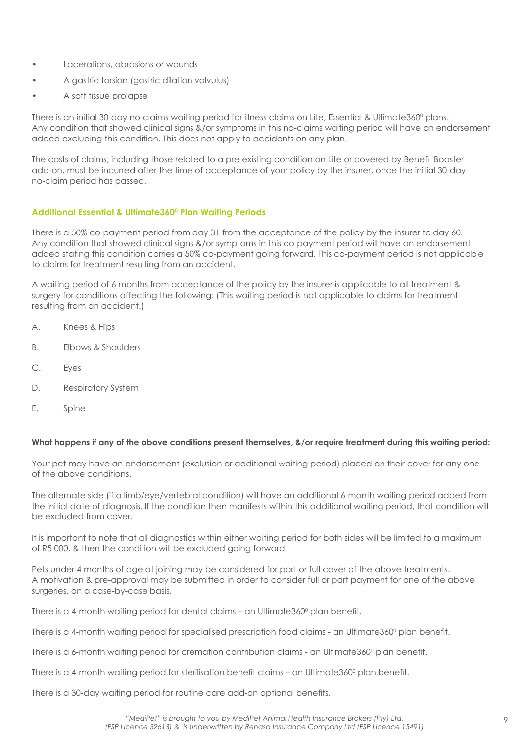- Lacerations, abrasions or wounds
- A gastric torsion (gastric dilation volvulus)
- A soft tissue prolapse

There is an initial 30-day no-claims waiting period for illness claims on Lite, Essential & Ultimate360⁰ plans. Any condition that showed clinical signs &/or symptoms in this no-claims waiting period will have an endorsement added excluding this condition. This does not apply to accidents on any plan.

The costs of claims, including those related to a pre-existing condition on Lite or covered by Benefit Booster add-on, must be incurred after the time of acceptance of your policy by the insurer, once the initial 30-day no-claim period has passed.

### Additional Essential & Ultimate360⁰ Plan Waiting Periods

There is a 50% co-payment period from day 31 from the acceptance of the policy by the insurer to day 60. Any condition that showed clinical signs &/or symptoms in this co-payment period will have an endorsement added stating this condition carries a 50% co-payment going forward. This co-payment period is not applicable to claims for treatment resulting from an accident.

A waiting period of 6 months from acceptance of the policy by the insurer is applicable to all treatment & surgery for conditions affecting the following: (This waiting period is not applicable to claims for treatment resulting from an accident.)

A. Knees & Hips

B. Elbows & Shoulders

C. Eyes

D. Respiratory System

E. Spine

**What happens if any of the above conditions present themselves, &/or require treatment during this waiting period:**

Your pet may have an endorsement (exclusion or additional waiting period) placed on their cover for any one of the above conditions.

The alternate side (if a limb/eye/vertebral condition) will have an additional 6-month waiting period added from the initial date of diagnosis. If the condition then manifests within this additional waiting period, that condition will be excluded from cover.

It is important to note that all diagnostics within either waiting period for both sides will be limited to a maximum of R5 000, & then the condition will be excluded going forward.

Pets under 4 months of age at joining may be considered for part or full cover of the above treatments. A motivation & pre-approval may be submitted in order to consider full or part payment for one of the above surgeries, on a case-by-case basis.

There is a 4-month waiting period for dental claims – an Ultimate360⁰ plan benefit.

There is a 4-month waiting period for specialised prescription food claims - an Ultimate360⁰ plan benefit.

There is a 6-month waiting period for cremation contribution claims - an Ultimate360⁰ plan benefit.

There is a 4-month waiting period for sterilisation benefit claims – an Ultimate360⁰ plan benefit.

There is a 30-day waiting period for routine care add-on optional benefits.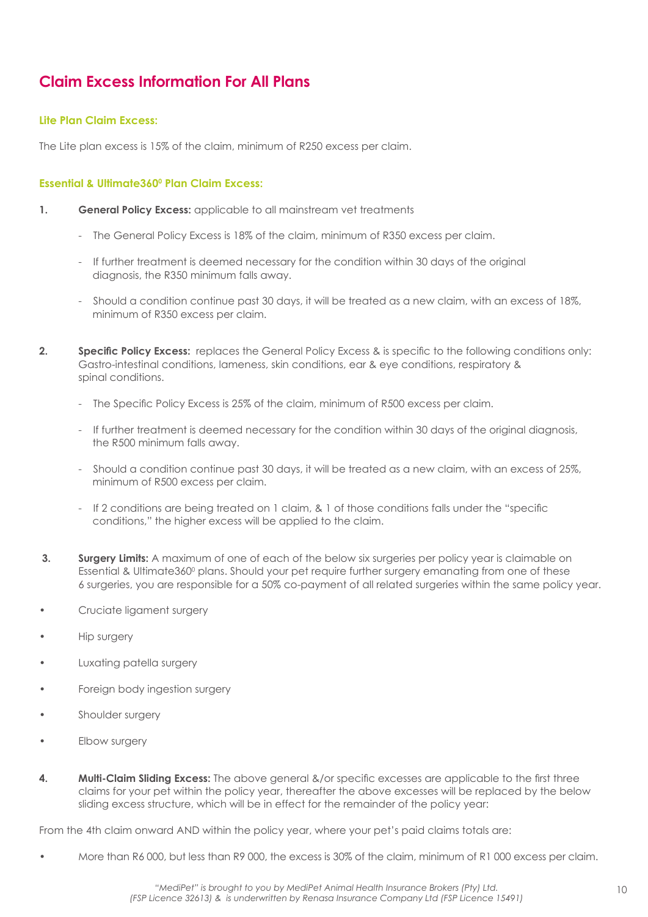## Claim Excess Information For All Plans

### Lite Plan Claim Excess:

The Lite plan excess is 15% of the claim, minimum of R250 excess per claim.

### Essential & Ultimate360⁰ Plan Claim Excess:

1. **General Policy Excess:** applicable to all mainstream vet treatments

   - The General Policy Excess is 18% of the claim, minimum of R350 excess per claim.
   - If further treatment is deemed necessary for the condition within 30 days of the original diagnosis, the R350 minimum falls away.
   - Should a condition continue past 30 days, it will be treated as a new claim, with an excess of 18%, minimum of R350 excess per claim.

2. **Specific Policy Excess:** replaces the General Policy Excess & is specific to the following conditions only: Gastro-intestinal conditions, lameness, skin conditions, ear & eye conditions, respiratory & spinal conditions.

   - The Specific Policy Excess is 25% of the claim, minimum of R500 excess per claim.
   - If further treatment is deemed necessary for the condition within 30 days of the original diagnosis, the R500 minimum falls away.
   - Should a condition continue past 30 days, it will be treated as a new claim, with an excess of 25%, minimum of R500 excess per claim.
   - If 2 conditions are being treated on 1 claim, & 1 of those conditions falls under the "specific conditions," the higher excess will be applied to the claim.

3. **Surgery Limits:** A maximum of one of each of the below six surgeries per policy year is claimable on Essential & Ultimate360⁰ plans. Should your pet require further surgery emanating from one of these 6 surgeries, you are responsible for a 50% co-payment of all related surgeries within the same policy year.

- Cruciate ligament surgery
- Hip surgery
- Luxating patella surgery
- Foreign body ingestion surgery
- Shoulder surgery
- Elbow surgery

4. **Multi-Claim Sliding Excess:** The above general &/or specific excesses are applicable to the first three claims for your pet within the policy year, thereafter the above excesses will be replaced by the below sliding excess structure, which will be in effect for the remainder of the policy year:

From the 4th claim onward AND within the policy year, where your pet's paid claims totals are:

- More than R6 000, but less than R9 000, the excess is 30% of the claim, minimum of R1 000 excess per claim.

*"MediPet" is brought to you by MediPet Animal Health Insurance Brokers (Pty) Ltd. (FSP Licence 32613) & is underwritten by Renasa Insurance Company Ltd (FSP Licence 15491)*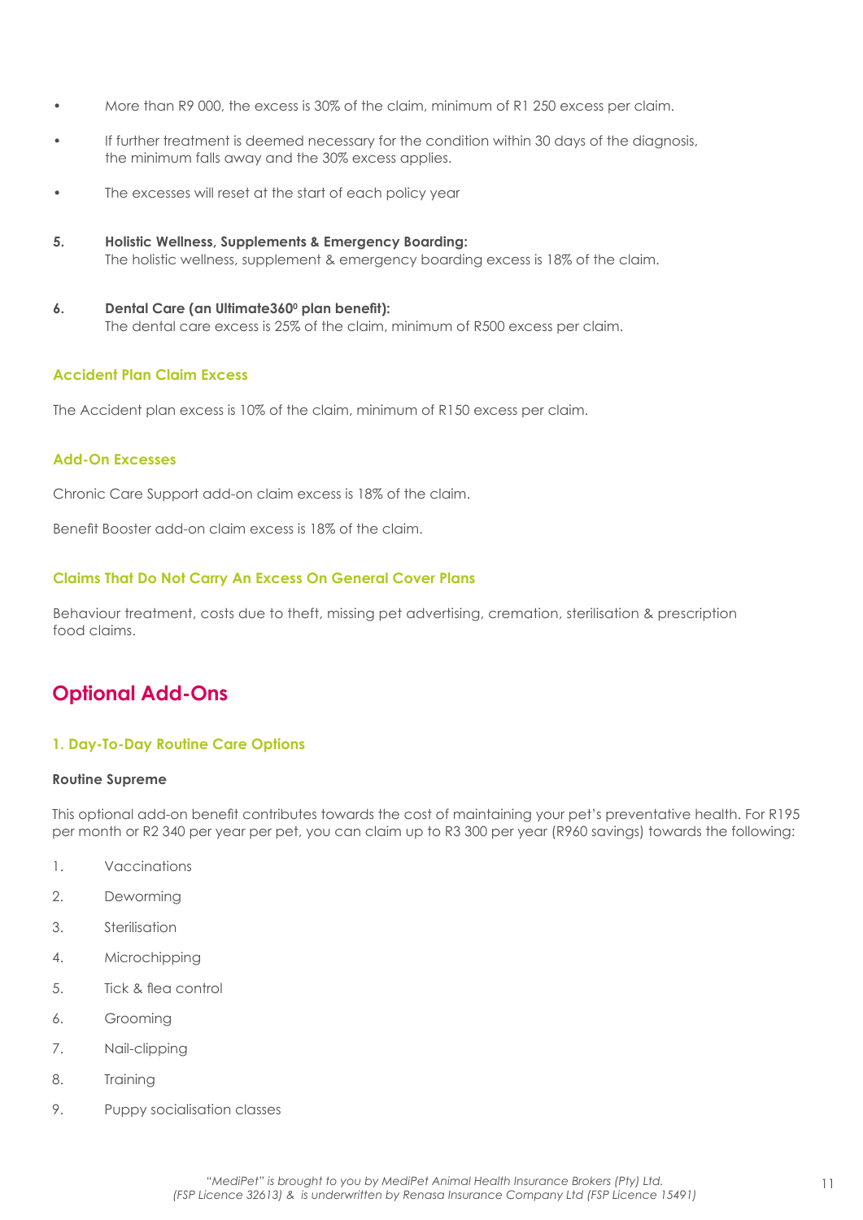- More than R9 000, the excess is 30% of the claim, minimum of R1 250 excess per claim.
- If further treatment is deemed necessary for the condition within 30 days of the diagnosis, the minimum falls away and the 30% excess applies.
- The excesses will reset at the start of each policy year

5. **Holistic Wellness, Supplements & Emergency Boarding:**
   The holistic wellness, supplement & emergency boarding excess is 18% of the claim.

6. **Dental Care (an Ultimate360⁰ plan benefit):**
   The dental care excess is 25% of the claim, minimum of R500 excess per claim.

### Accident Plan Claim Excess

The Accident plan excess is 10% of the claim, minimum of R150 excess per claim.

### Add-On Excesses

Chronic Care Support add-on claim excess is 18% of the claim.

Benefit Booster add-on claim excess is 18% of the claim.

### Claims That Do Not Carry An Excess On General Cover Plans

Behaviour treatment, costs due to theft, missing pet advertising, cremation, sterilisation & prescription food claims.

## Optional Add-Ons

### 1. Day-To-Day Routine Care Options

**Routine Supreme**

This optional add-on benefit contributes towards the cost of maintaining your pet's preventative health. For R195 per month or R2 340 per year per pet, you can claim up to R3 300 per year (R960 savings) towards the following:

1. Vaccinations
2. Deworming
3. Sterilisation
4. Microchipping
5. Tick & flea control
6. Grooming
7. Nail-clipping
8. Training
9. Puppy socialisation classes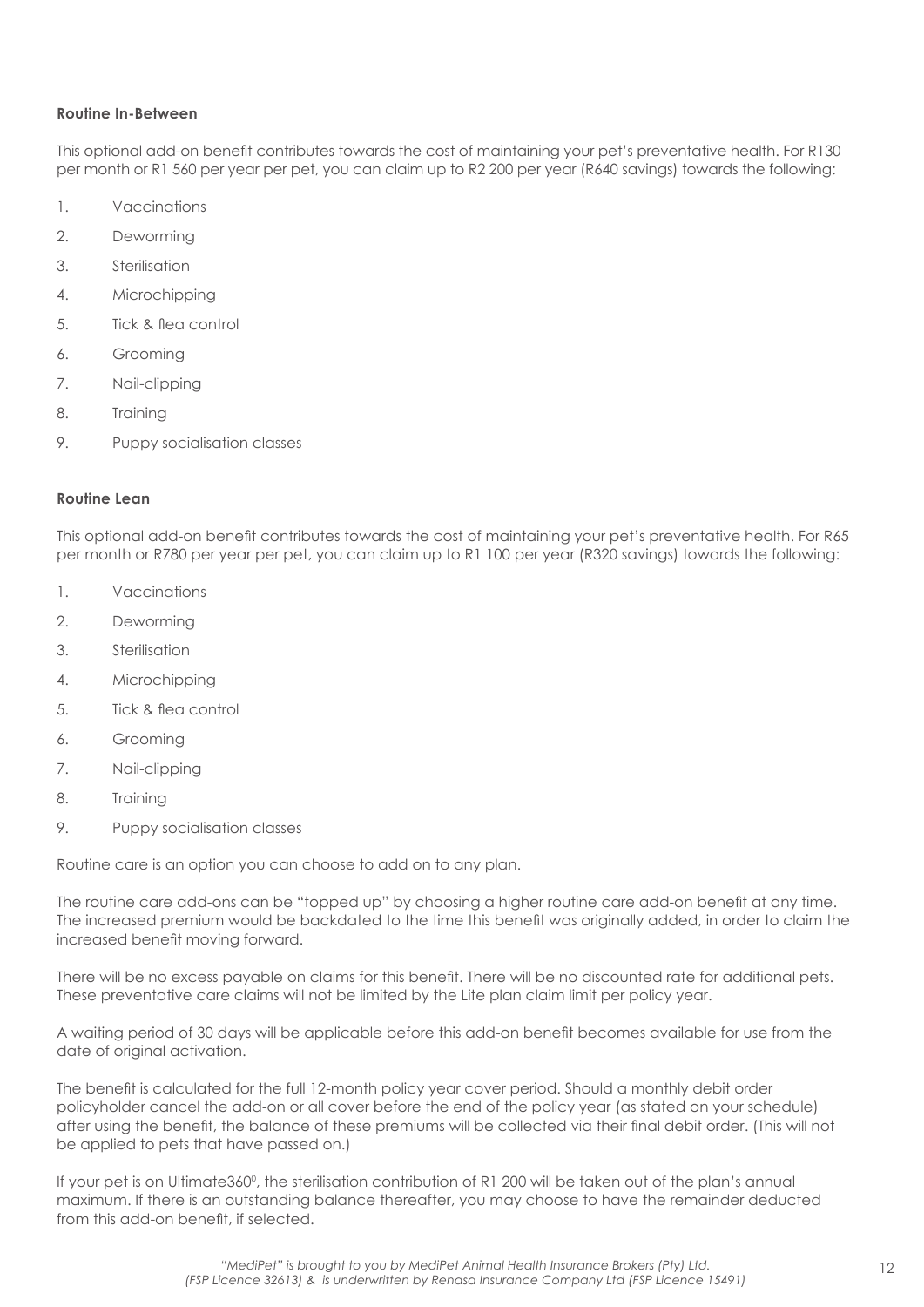**Routine In-Between**

This optional add-on benefit contributes towards the cost of maintaining your pet's preventative health. For R130 per month or R1 560 per year per pet, you can claim up to R2 200 per year (R640 savings) towards the following:

1. Vaccinations
2. Deworming
3. Sterilisation
4. Microchipping
5. Tick & flea control
6. Grooming
7. Nail-clipping
8. Training
9. Puppy socialisation classes

**Routine Lean**

This optional add-on benefit contributes towards the cost of maintaining your pet's preventative health. For R65 per month or R780 per year per pet, you can claim up to R1 100 per year (R320 savings) towards the following:

1. Vaccinations
2. Deworming
3. Sterilisation
4. Microchipping
5. Tick & flea control
6. Grooming
7. Nail-clipping
8. Training
9. Puppy socialisation classes

Routine care is an option you can choose to add on to any plan.

The routine care add-ons can be "topped up" by choosing a higher routine care add-on benefit at any time. The increased premium would be backdated to the time this benefit was originally added, in order to claim the increased benefit moving forward.

There will be no excess payable on claims for this benefit. There will be no discounted rate for additional pets. These preventative care claims will not be limited by the Lite plan claim limit per policy year.

A waiting period of 30 days will be applicable before this add-on benefit becomes available for use from the date of original activation.

The benefit is calculated for the full 12-month policy year cover period. Should a monthly debit order policyholder cancel the add-on or all cover before the end of the policy year (as stated on your schedule) after using the benefit, the balance of these premiums will be collected via their final debit order. (This will not be applied to pets that have passed on.)

If your pet is on Ultimate360⁰, the sterilisation contribution of R1 200 will be taken out of the plan's annual maximum. If there is an outstanding balance thereafter, you may choose to have the remainder deducted from this add-on benefit, if selected.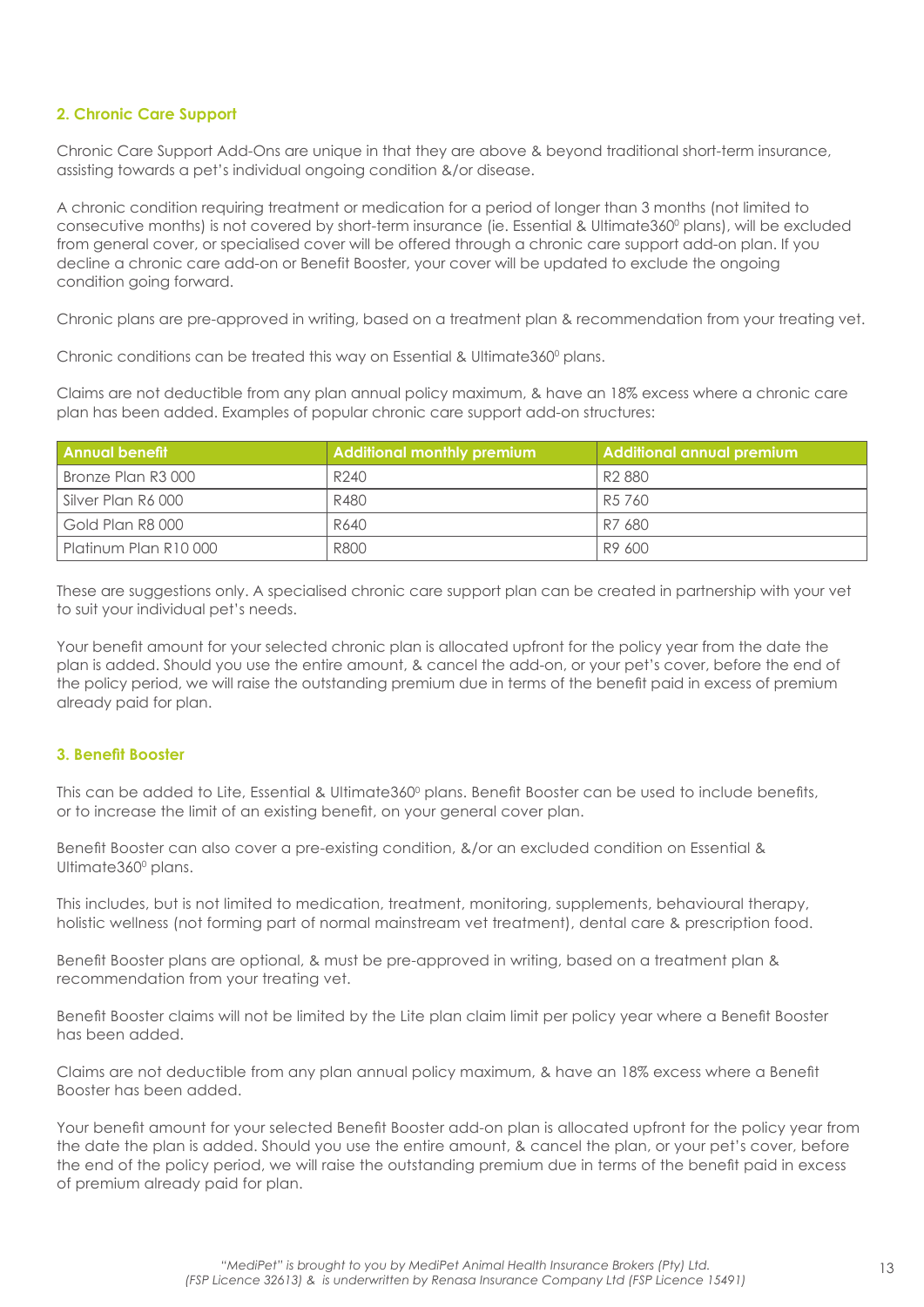## 2. Chronic Care Support

Chronic Care Support Add-Ons are unique in that they are above & beyond traditional short-term insurance, assisting towards a pet's individual ongoing condition &/or disease.

A chronic condition requiring treatment or medication for a period of longer than 3 months (not limited to consecutive months) is not covered by short-term insurance (ie. Essential & Ultimate360⁰ plans), will be excluded from general cover, or specialised cover will be offered through a chronic care support add-on plan. If you decline a chronic care add-on or Benefit Booster, your cover will be updated to exclude the ongoing condition going forward.

Chronic plans are pre-approved in writing, based on a treatment plan & recommendation from your treating vet.

Chronic conditions can be treated this way on Essential & Ultimate360⁰ plans.

Claims are not deductible from any plan annual policy maximum, & have an 18% excess where a chronic care plan has been added. Examples of popular chronic care support add-on structures:

| Annual benefit | Additional monthly premium | Additional annual premium |
|---|---|---|
| Bronze Plan R3 000 | R240 | R2 880 |
| Silver Plan R6 000 | R480 | R5 760 |
| Gold Plan R8 000 | R640 | R7 680 |
| Platinum Plan R10 000 | R800 | R9 600 |

These are suggestions only. A specialised chronic care support plan can be created in partnership with your vet to suit your individual pet's needs.

Your benefit amount for your selected chronic plan is allocated upfront for the policy year from the date the plan is added. Should you use the entire amount, & cancel the add-on, or your pet's cover, before the end of the policy period, we will raise the outstanding premium due in terms of the benefit paid in excess of premium already paid for plan.

## 3. Benefit Booster

This can be added to Lite, Essential & Ultimate360⁰ plans. Benefit Booster can be used to include benefits, or to increase the limit of an existing benefit, on your general cover plan.

Benefit Booster can also cover a pre-existing condition, &/or an excluded condition on Essential & Ultimate360⁰ plans.

This includes, but is not limited to medication, treatment, monitoring, supplements, behavioural therapy, holistic wellness (not forming part of normal mainstream vet treatment), dental care & prescription food.

Benefit Booster plans are optional, & must be pre-approved in writing, based on a treatment plan & recommendation from your treating vet.

Benefit Booster claims will not be limited by the Lite plan claim limit per policy year where a Benefit Booster has been added.

Claims are not deductible from any plan annual policy maximum, & have an 18% excess where a Benefit Booster has been added.

Your benefit amount for your selected Benefit Booster add-on plan is allocated upfront for the policy year from the date the plan is added. Should you use the entire amount, & cancel the plan, or your pet's cover, before the end of the policy period, we will raise the outstanding premium due in terms of the benefit paid in excess of premium already paid for plan.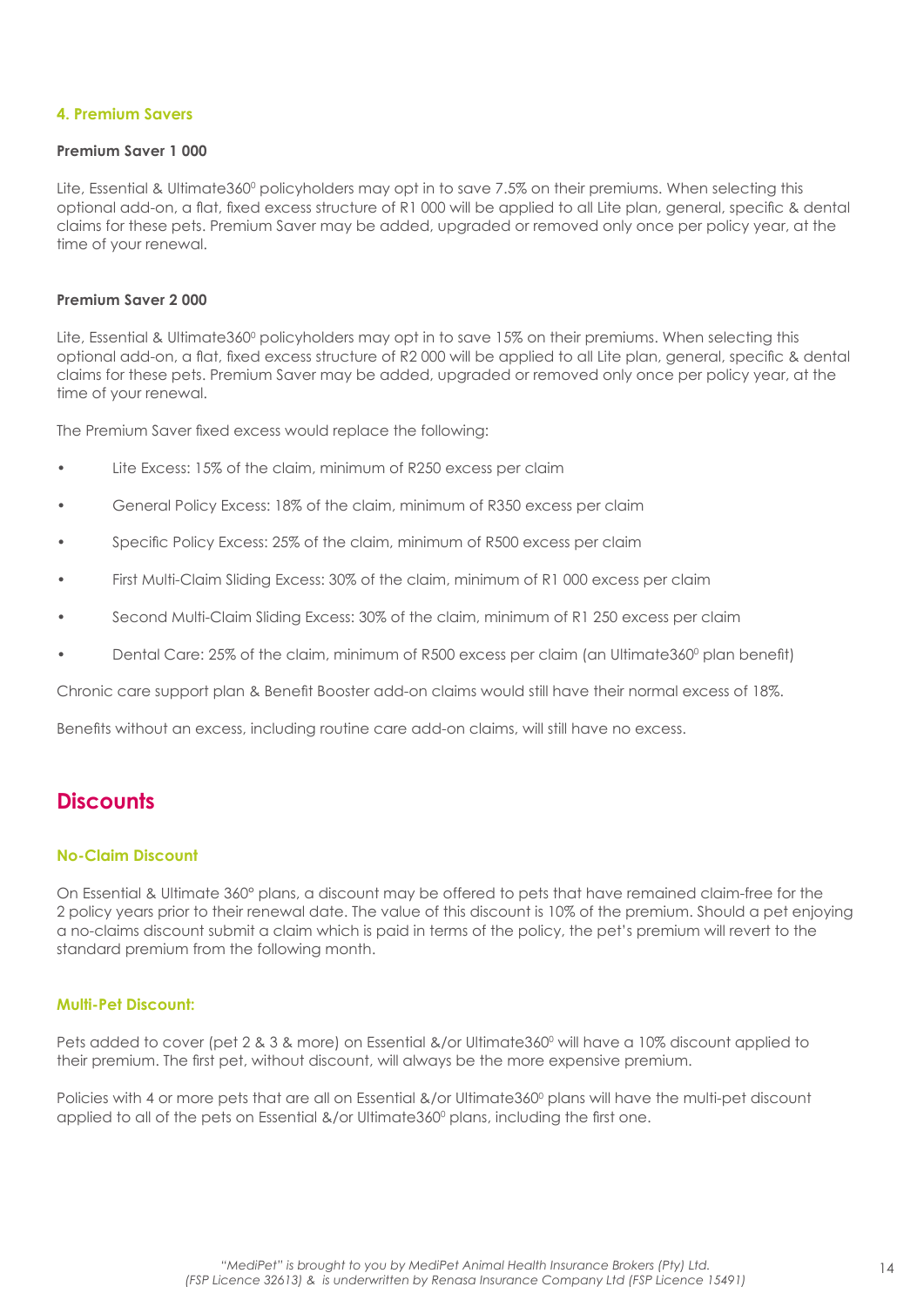### 4. Premium Savers

**Premium Saver 1 000**

Lite, Essential & Ultimate360⁰ policyholders may opt in to save 7.5% on their premiums. When selecting this optional add-on, a flat, fixed excess structure of R1 000 will be applied to all Lite plan, general, specific & dental claims for these pets. Premium Saver may be added, upgraded or removed only once per policy year, at the time of your renewal.

**Premium Saver 2 000**

Lite, Essential & Ultimate360⁰ policyholders may opt in to save 15% on their premiums. When selecting this optional add-on, a flat, fixed excess structure of R2 000 will be applied to all Lite plan, general, specific & dental claims for these pets. Premium Saver may be added, upgraded or removed only once per policy year, at the time of your renewal.

The Premium Saver fixed excess would replace the following:

- Lite Excess: 15% of the claim, minimum of R250 excess per claim
- General Policy Excess: 18% of the claim, minimum of R350 excess per claim
- Specific Policy Excess: 25% of the claim, minimum of R500 excess per claim
- First Multi-Claim Sliding Excess: 30% of the claim, minimum of R1 000 excess per claim
- Second Multi-Claim Sliding Excess: 30% of the claim, minimum of R1 250 excess per claim
- Dental Care: 25% of the claim, minimum of R500 excess per claim (an Ultimate360⁰ plan benefit)

Chronic care support plan & Benefit Booster add-on claims would still have their normal excess of 18%.

Benefits without an excess, including routine care add-on claims, will still have no excess.

## Discounts

### No-Claim Discount

On Essential & Ultimate 360° plans, a discount may be offered to pets that have remained claim-free for the 2 policy years prior to their renewal date. The value of this discount is 10% of the premium. Should a pet enjoying a no-claims discount submit a claim which is paid in terms of the policy, the pet's premium will revert to the standard premium from the following month.

### Multi-Pet Discount:

Pets added to cover (pet 2 & 3 & more) on Essential &/or Ultimate360⁰ will have a 10% discount applied to their premium. The first pet, without discount, will always be the more expensive premium.

Policies with 4 or more pets that are all on Essential &/or Ultimate360⁰ plans will have the multi-pet discount applied to all of the pets on Essential &/or Ultimate360⁰ plans, including the first one.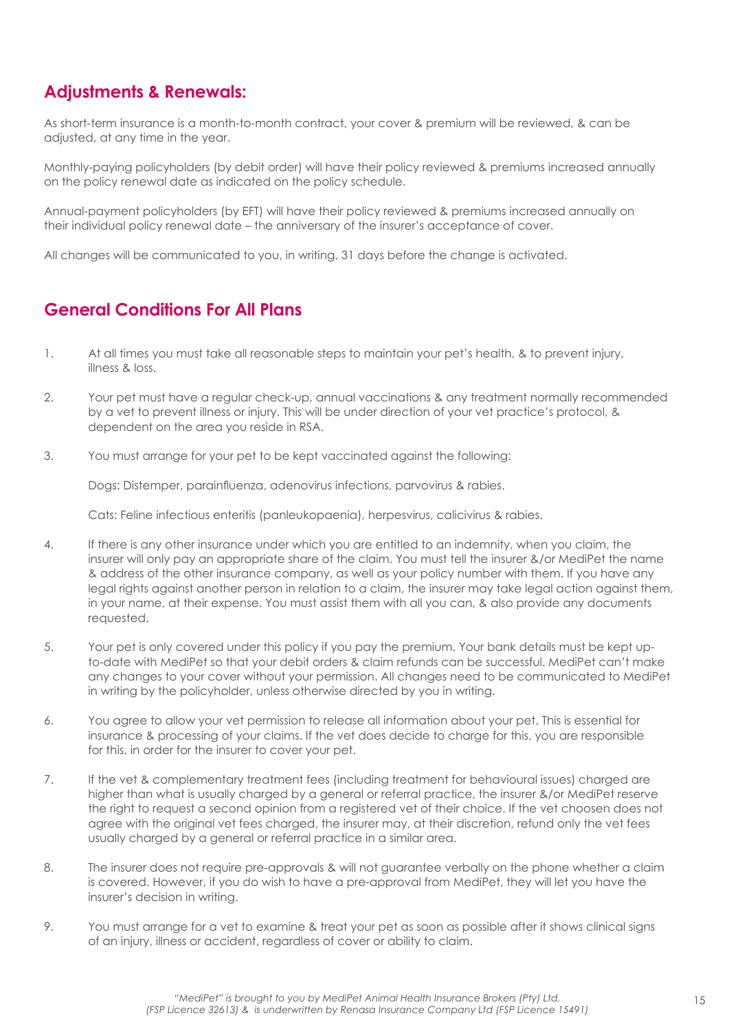## Adjustments & Renewals:

As short-term insurance is a month-to-month contract, your cover & premium will be reviewed, & can be adjusted, at any time in the year.

Monthly-paying policyholders (by debit order) will have their policy reviewed & premiums increased annually on the policy renewal date as indicated on the policy schedule.

Annual-payment policyholders (by EFT) will have their policy reviewed & premiums increased annually on their individual policy renewal date – the anniversary of the insurer's acceptance of cover.

All changes will be communicated to you, in writing, 31 days before the change is activated.

## General Conditions For All Plans

1. At all times you must take all reasonable steps to maintain your pet's health, & to prevent injury, illness & loss.

2. Your pet must have a regular check-up, annual vaccinations & any treatment normally recommended by a vet to prevent illness or injury. This will be under direction of your vet practice's protocol, & dependent on the area you reside in RSA.

3. You must arrange for your pet to be kept vaccinated against the following:

   Dogs: Distemper, parainfluenza, adenovirus infections, parvovirus & rabies.

   Cats: Feline infectious enteritis (panleukopaenia), herpesvirus, calicivirus & rabies.

4. If there is any other insurance under which you are entitled to an indemnity, when you claim, the insurer will only pay an appropriate share of the claim. You must tell the insurer &/or MediPet the name & address of the other insurance company, as well as your policy number with them. If you have any legal rights against another person in relation to a claim, the insurer may take legal action against them, in your name, at their expense. You must assist them with all you can, & also provide any documents requested.

5. Your pet is only covered under this policy if you pay the premium. Your bank details must be kept up-to-date with MediPet so that your debit orders & claim refunds can be successful. MediPet can't make any changes to your cover without your permission. All changes need to be communicated to MediPet in writing by the policyholder, unless otherwise directed by you in writing.

6. You agree to allow your vet permission to release all information about your pet. This is essential for insurance & processing of your claims. If the vet does decide to charge for this, you are responsible for this, in order for the insurer to cover your pet.

7. If the vet & complementary treatment fees (including treatment for behavioural issues) charged are higher than what is usually charged by a general or referral practice, the insurer &/or MediPet reserve the right to request a second opinion from a registered vet of their choice. If the vet choosen does not agree with the original vet fees charged, the insurer may, at their discretion, refund only the vet fees usually charged by a general or referral practice in a similar area.

8. The insurer does not require pre-approvals & will not guarantee verbally on the phone whether a claim is covered. However, if you do wish to have a pre-approval from MediPet, they will let you have the insurer's decision in writing.

9. You must arrange for a vet to examine & treat your pet as soon as possible after it shows clinical signs of an injury, illness or accident, regardless of cover or ability to claim.

*"MediPet" is brought to you by MediPet Animal Health Insurance Brokers (Pty) Ltd. (FSP Licence 32613) & is underwritten by Renasa Insurance Company Ltd (FSP Licence 15491)*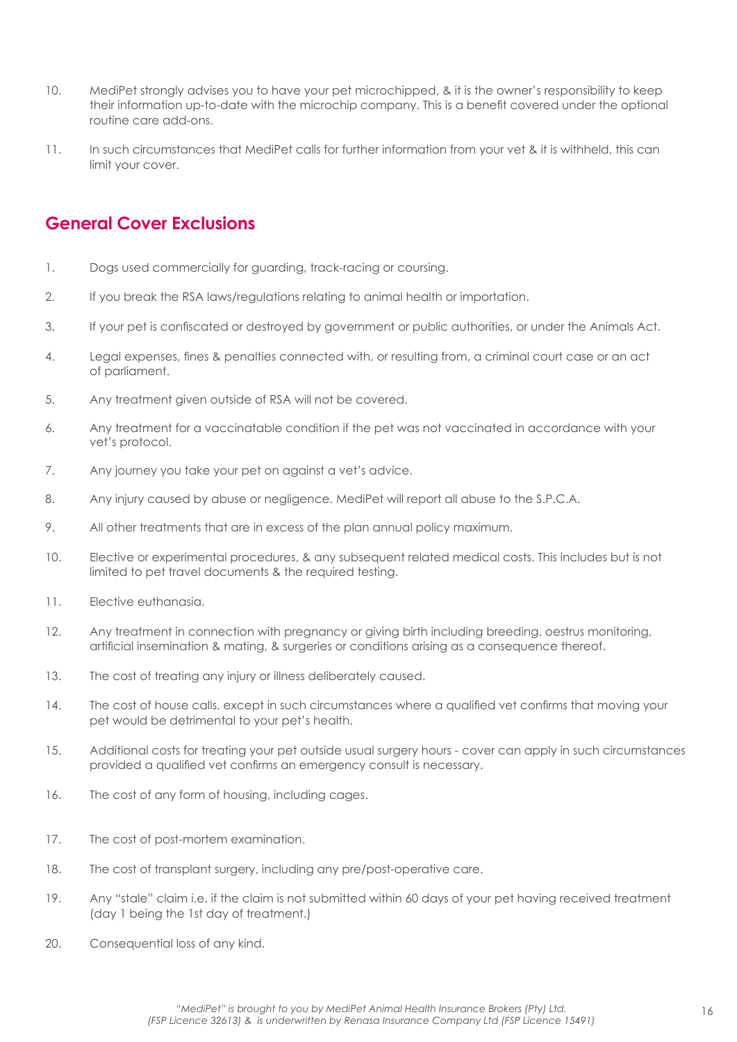10. MediPet strongly advises you to have your pet microchipped, & it is the owner's responsibility to keep their information up-to-date with the microchip company. This is a benefit covered under the optional routine care add-ons.

11. In such circumstances that MediPet calls for further information from your vet & it is withheld, this can limit your cover.

## General Cover Exclusions

1. Dogs used commercially for guarding, track-racing or coursing.

2. If you break the RSA laws/regulations relating to animal health or importation.

3. If your pet is confiscated or destroyed by government or public authorities, or under the Animals Act.

4. Legal expenses, fines & penalties connected with, or resulting from, a criminal court case or an act of parliament.

5. Any treatment given outside of RSA will not be covered.

6. Any treatment for a vaccinatable condition if the pet was not vaccinated in accordance with your vet's protocol.

7. Any journey you take your pet on against a vet's advice.

8. Any injury caused by abuse or negligence. MediPet will report all abuse to the S.P.C.A.

9. All other treatments that are in excess of the plan annual policy maximum.

10. Elective or experimental procedures, & any subsequent related medical costs. This includes but is not limited to pet travel documents & the required testing.

11. Elective euthanasia.

12. Any treatment in connection with pregnancy or giving birth including breeding, oestrus monitoring, artificial insemination & mating, & surgeries or conditions arising as a consequence thereof.

13. The cost of treating any injury or illness deliberately caused.

14. The cost of house calls, except in such circumstances where a qualified vet confirms that moving your pet would be detrimental to your pet's health.

15. Additional costs for treating your pet outside usual surgery hours - cover can apply in such circumstances provided a qualified vet confirms an emergency consult is necessary.

16. The cost of any form of housing, including cages.

17. The cost of post-mortem examination.

18. The cost of transplant surgery, including any pre/post-operative care.

19. Any "stale" claim i.e. if the claim is not submitted within 60 days of your pet having received treatment (day 1 being the 1st day of treatment.)

20. Consequential loss of any kind.

*"MediPet" is brought to you by MediPet Animal Health Insurance Brokers (Pty) Ltd. (FSP Licence 32613) & is underwritten by Renasa Insurance Company Ltd (FSP Licence 15491)*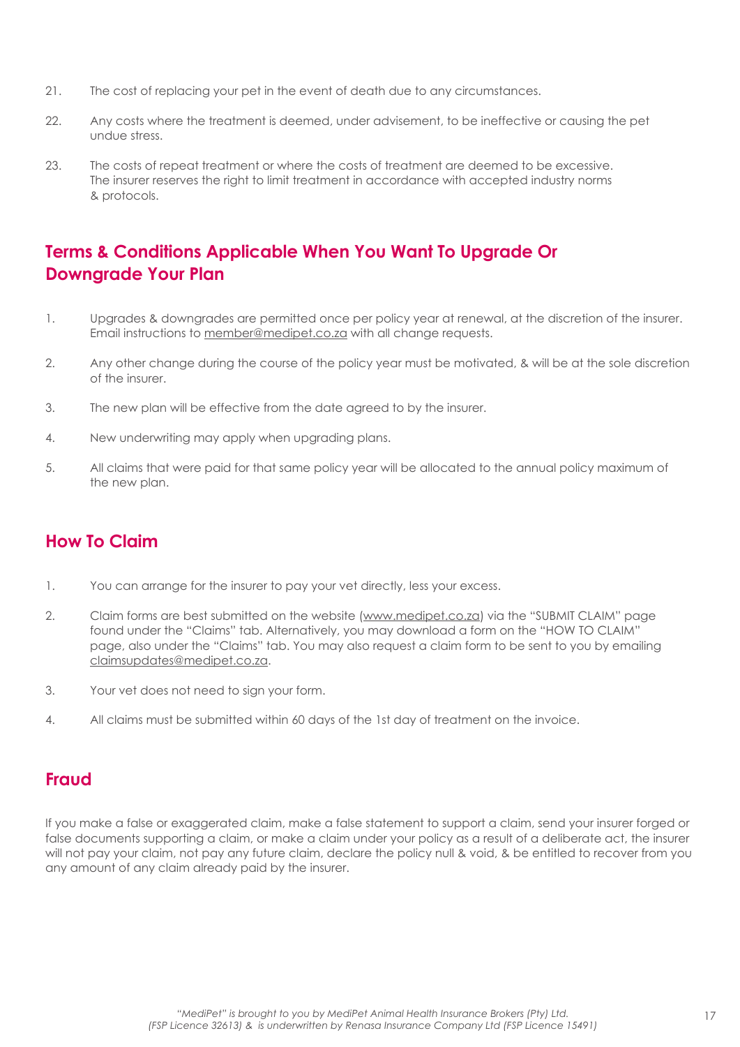21. The cost of replacing your pet in the event of death due to any circumstances.

22. Any costs where the treatment is deemed, under advisement, to be ineffective or causing the pet undue stress.

23. The costs of repeat treatment or where the costs of treatment are deemed to be excessive. The insurer reserves the right to limit treatment in accordance with accepted industry norms & protocols.

## Terms & Conditions Applicable When You Want To Upgrade Or Downgrade Your Plan

1. Upgrades & downgrades are permitted once per policy year at renewal, at the discretion of the insurer. Email instructions to member@medipet.co.za with all change requests.

2. Any other change during the course of the policy year must be motivated, & will be at the sole discretion of the insurer.

3. The new plan will be effective from the date agreed to by the insurer.

4. New underwriting may apply when upgrading plans.

5. All claims that were paid for that same policy year will be allocated to the annual policy maximum of the new plan.

## How To Claim

1. You can arrange for the insurer to pay your vet directly, less your excess.

2. Claim forms are best submitted on the website (www.medipet.co.za) via the "SUBMIT CLAIM" page found under the "Claims" tab. Alternatively, you may download a form on the "HOW TO CLAIM" page, also under the "Claims" tab. You may also request a claim form to be sent to you by emailing claimsupdates@medipet.co.za.

3. Your vet does not need to sign your form.

4. All claims must be submitted within 60 days of the 1st day of treatment on the invoice.

## Fraud

If you make a false or exaggerated claim, make a false statement to support a claim, send your insurer forged or false documents supporting a claim, or make a claim under your policy as a result of a deliberate act, the insurer will not pay your claim, not pay any future claim, declare the policy null & void, & be entitled to recover from you any amount of any claim already paid by the insurer.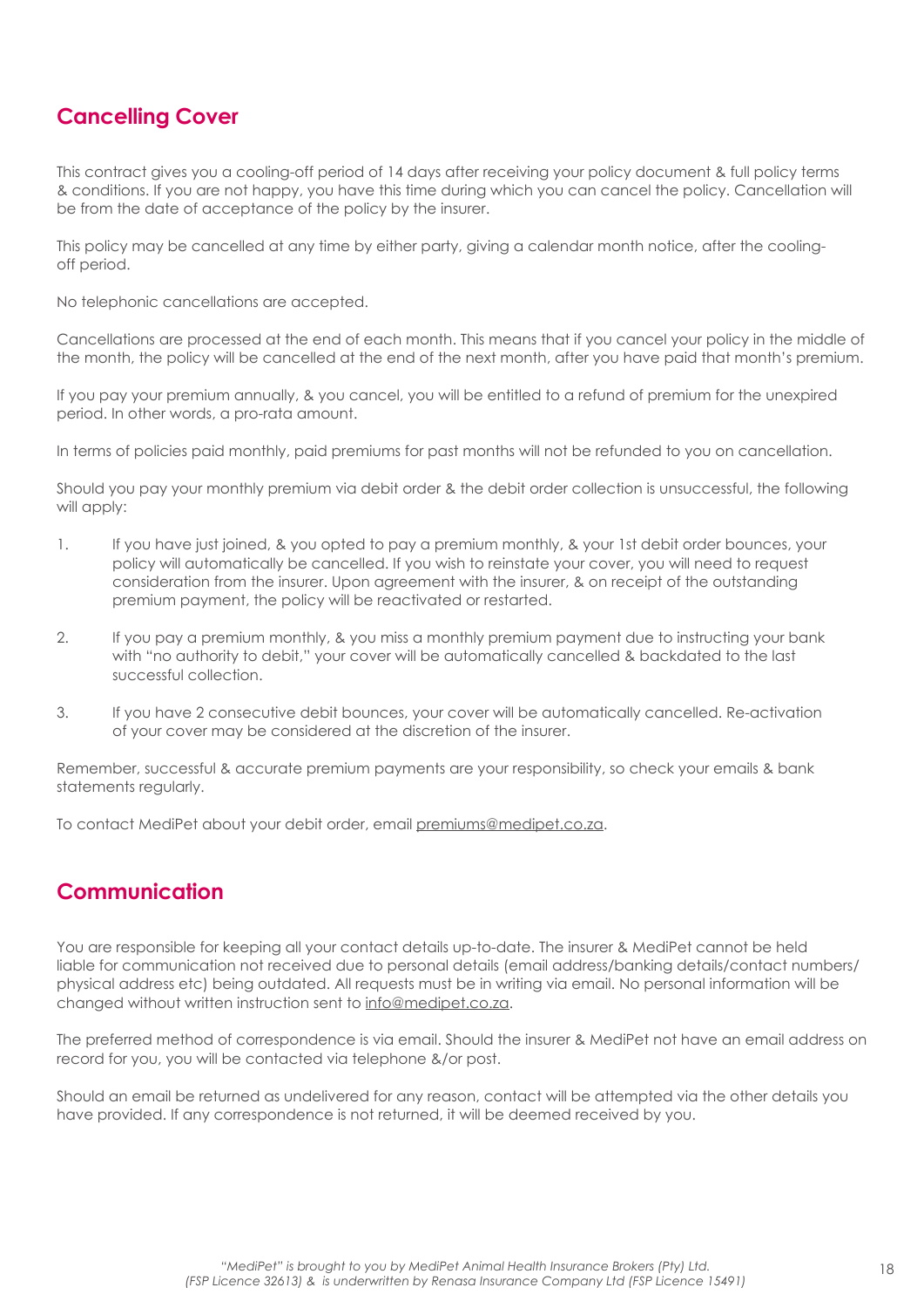## Cancelling Cover

This contract gives you a cooling-off period of 14 days after receiving your policy document & full policy terms & conditions. If you are not happy, you have this time during which you can cancel the policy. Cancellation will be from the date of acceptance of the policy by the insurer.

This policy may be cancelled at any time by either party, giving a calendar month notice, after the cooling-off period.

No telephonic cancellations are accepted.

Cancellations are processed at the end of each month. This means that if you cancel your policy in the middle of the month, the policy will be cancelled at the end of the next month, after you have paid that month's premium.

If you pay your premium annually, & you cancel, you will be entitled to a refund of premium for the unexpired period. In other words, a pro-rata amount.

In terms of policies paid monthly, paid premiums for past months will not be refunded to you on cancellation.

Should you pay your monthly premium via debit order & the debit order collection is unsuccessful, the following will apply:

1. If you have just joined, & you opted to pay a premium monthly, & your 1st debit order bounces, your policy will automatically be cancelled. If you wish to reinstate your cover, you will need to request consideration from the insurer. Upon agreement with the insurer, & on receipt of the outstanding premium payment, the policy will be reactivated or restarted.
2. If you pay a premium monthly, & you miss a monthly premium payment due to instructing your bank with "no authority to debit," your cover will be automatically cancelled & backdated to the last successful collection.
3. If you have 2 consecutive debit bounces, your cover will be automatically cancelled. Re-activation of your cover may be considered at the discretion of the insurer.

Remember, successful & accurate premium payments are your responsibility, so check your emails & bank statements regularly.

To contact MediPet about your debit order, email premiums@medipet.co.za.

## Communication

You are responsible for keeping all your contact details up-to-date. The insurer & MediPet cannot be held liable for communication not received due to personal details (email address/banking details/contact numbers/ physical address etc) being outdated. All requests must be in writing via email. No personal information will be changed without written instruction sent to info@medipet.co.za.

The preferred method of correspondence is via email. Should the insurer & MediPet not have an email address on record for you, you will be contacted via telephone &/or post.

Should an email be returned as undelivered for any reason, contact will be attempted via the other details you have provided. If any correspondence is not returned, it will be deemed received by you.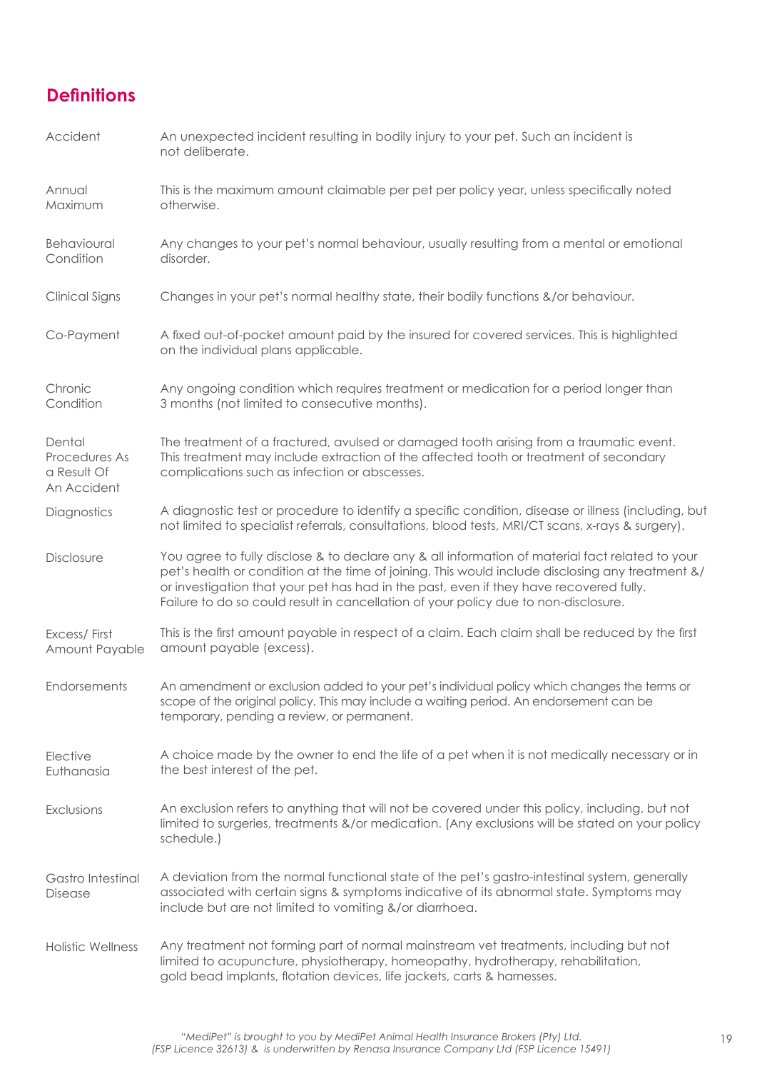## Definitions

| | |
|---|---|
| Accident | An unexpected incident resulting in bodily injury to your pet. Such an incident is not deliberate. |
| Annual Maximum | This is the maximum amount claimable per pet per policy year, unless specifically noted otherwise. |
| Behavioural Condition | Any changes to your pet's normal behaviour, usually resulting from a mental or emotional disorder. |
| Clinical Signs | Changes in your pet's normal healthy state, their bodily functions &/or behaviour. |
| Co-Payment | A fixed out-of-pocket amount paid by the insured for covered services. This is highlighted on the individual plans applicable. |
| Chronic Condition | Any ongoing condition which requires treatment or medication for a period longer than 3 months (not limited to consecutive months). |
| Dental Procedures As a Result Of An Accident | The treatment of a fractured, avulsed or damaged tooth arising from a traumatic event. This treatment may include extraction of the affected tooth or treatment of secondary complications such as infection or abscesses. |
| Diagnostics | A diagnostic test or procedure to identify a specific condition, disease or illness (including, but not limited to specialist referrals, consultations, blood tests, MRI/CT scans, x-rays & surgery). |
| Disclosure | You agree to fully disclose & to declare any & all information of material fact related to your pet's health or condition at the time of joining. This would include disclosing any treatment &/ or investigation that your pet has had in the past, even if they have recovered fully. Failure to do so could result in cancellation of your policy due to non-disclosure. |
| Excess/ First Amount Payable | This is the first amount payable in respect of a claim. Each claim shall be reduced by the first amount payable (excess). |
| Endorsements | An amendment or exclusion added to your pet's individual policy which changes the terms or scope of the original policy. This may include a waiting period. An endorsement can be temporary, pending a review, or permanent. |
| Elective Euthanasia | A choice made by the owner to end the life of a pet when it is not medically necessary or in the best interest of the pet. |
| Exclusions | An exclusion refers to anything that will not be covered under this policy, including, but not limited to surgeries, treatments &/or medication. (Any exclusions will be stated on your policy schedule.) |
| Gastro Intestinal Disease | A deviation from the normal functional state of the pet's gastro-intestinal system, generally associated with certain signs & symptoms indicative of its abnormal state. Symptoms may include but are not limited to vomiting &/or diarrhoea. |
| Holistic Wellness | Any treatment not forming part of normal mainstream vet treatments, including but not limited to acupuncture, physiotherapy, homeopathy, hydrotherapy, rehabilitation, gold bead implants, flotation devices, life jackets, carts & harnesses. |

*"MediPet" is brought to you by MediPet Animal Health Insurance Brokers (Pty) Ltd. (FSP Licence 32613) & is underwritten by Renasa Insurance Company Ltd (FSP Licence 15491)*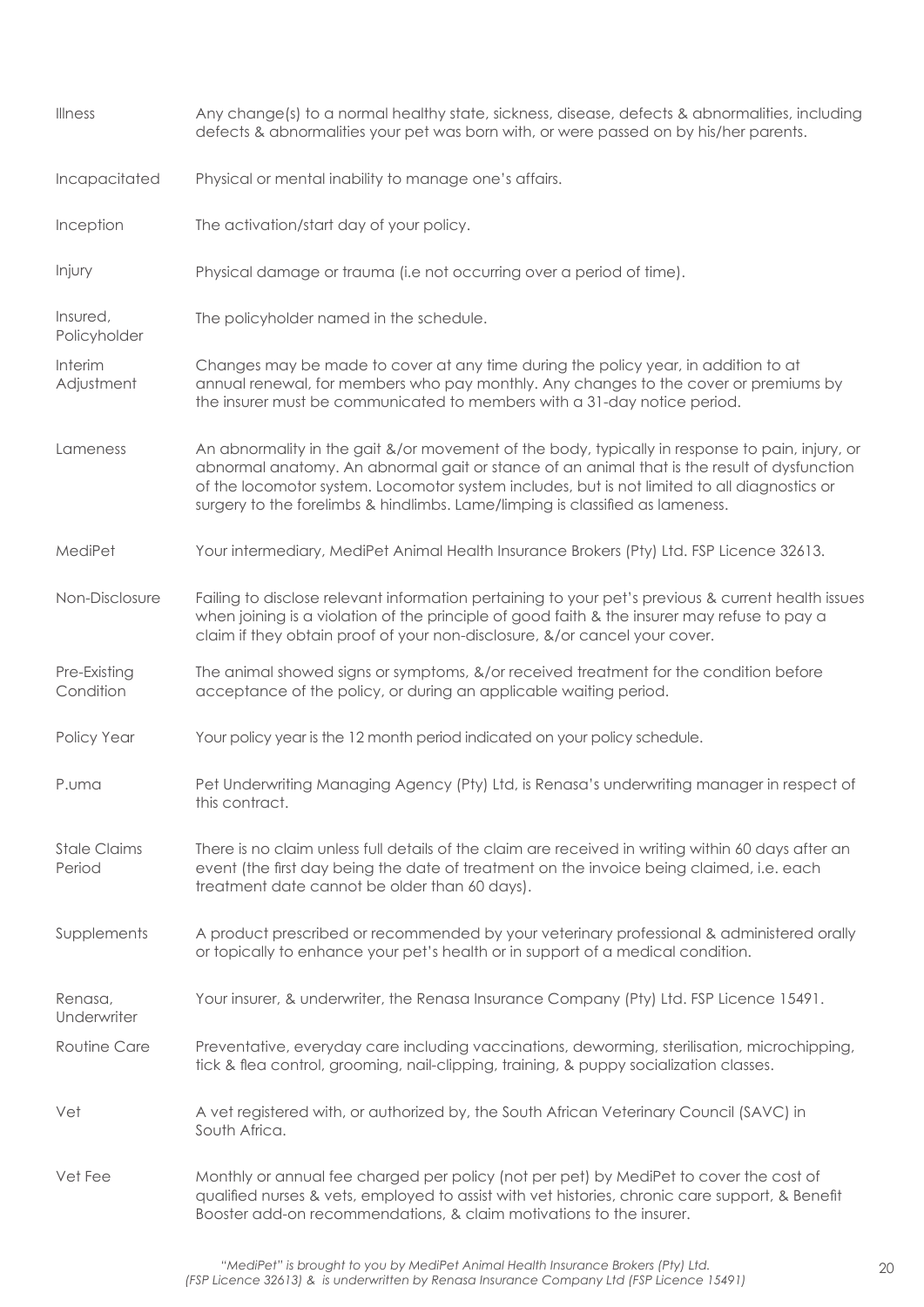| | |
|---|---|
| Illness | Any change(s) to a normal healthy state, sickness, disease, defects & abnormalities, including defects & abnormalities your pet was born with, or were passed on by his/her parents. |
| Incapacitated | Physical or mental inability to manage one's affairs. |
| Inception | The activation/start day of your policy. |
| Injury | Physical damage or trauma (i.e not occurring over a period of time). |
| Insured, Policyholder | The policyholder named in the schedule. |
| Interim Adjustment | Changes may be made to cover at any time during the policy year, in addition to at annual renewal, for members who pay monthly. Any changes to the cover or premiums by the insurer must be communicated to members with a 31-day notice period. |
| Lameness | An abnormality in the gait &/or movement of the body, typically in response to pain, injury, or abnormal anatomy. An abnormal gait or stance of an animal that is the result of dysfunction of the locomotor system. Locomotor system includes, but is not limited to all diagnostics or surgery to the forelimbs & hindlimbs. Lame/limping is classified as lameness. |
| MediPet | Your intermediary, MediPet Animal Health Insurance Brokers (Pty) Ltd. FSP Licence 32613. |
| Non-Disclosure | Failing to disclose relevant information pertaining to your pet's previous & current health issues when joining is a violation of the principle of good faith & the insurer may refuse to pay a claim if they obtain proof of your non-disclosure, &/or cancel your cover. |
| Pre-Existing Condition | The animal showed signs or symptoms, &/or received treatment for the condition before acceptance of the policy, or during an applicable waiting period. |
| Policy Year | Your policy year is the 12 month period indicated on your policy schedule. |
| P.uma | Pet Underwriting Managing Agency (Pty) Ltd, is Renasa's underwriting manager in respect of this contract. |
| Stale Claims Period | There is no claim unless full details of the claim are received in writing within 60 days after an event (the first day being the date of treatment on the invoice being claimed, i.e. each treatment date cannot be older than 60 days). |
| Supplements | A product prescribed or recommended by your veterinary professional & administered orally or topically to enhance your pet's health or in support of a medical condition. |
| Renasa, Underwriter | Your insurer, & underwriter, the Renasa Insurance Company (Pty) Ltd. FSP Licence 15491. |
| Routine Care | Preventative, everyday care including vaccinations, deworming, sterilisation, microchipping, tick & flea control, grooming, nail-clipping, training, & puppy socialization classes. |
| Vet | A vet registered with, or authorized by, the South African Veterinary Council (SAVC) in South Africa. |
| Vet Fee | Monthly or annual fee charged per policy (not per pet) by MediPet to cover the cost of qualified nurses & vets, employed to assist with vet histories, chronic care support, & Benefit Booster add-on recommendations, & claim motivations to the insurer. |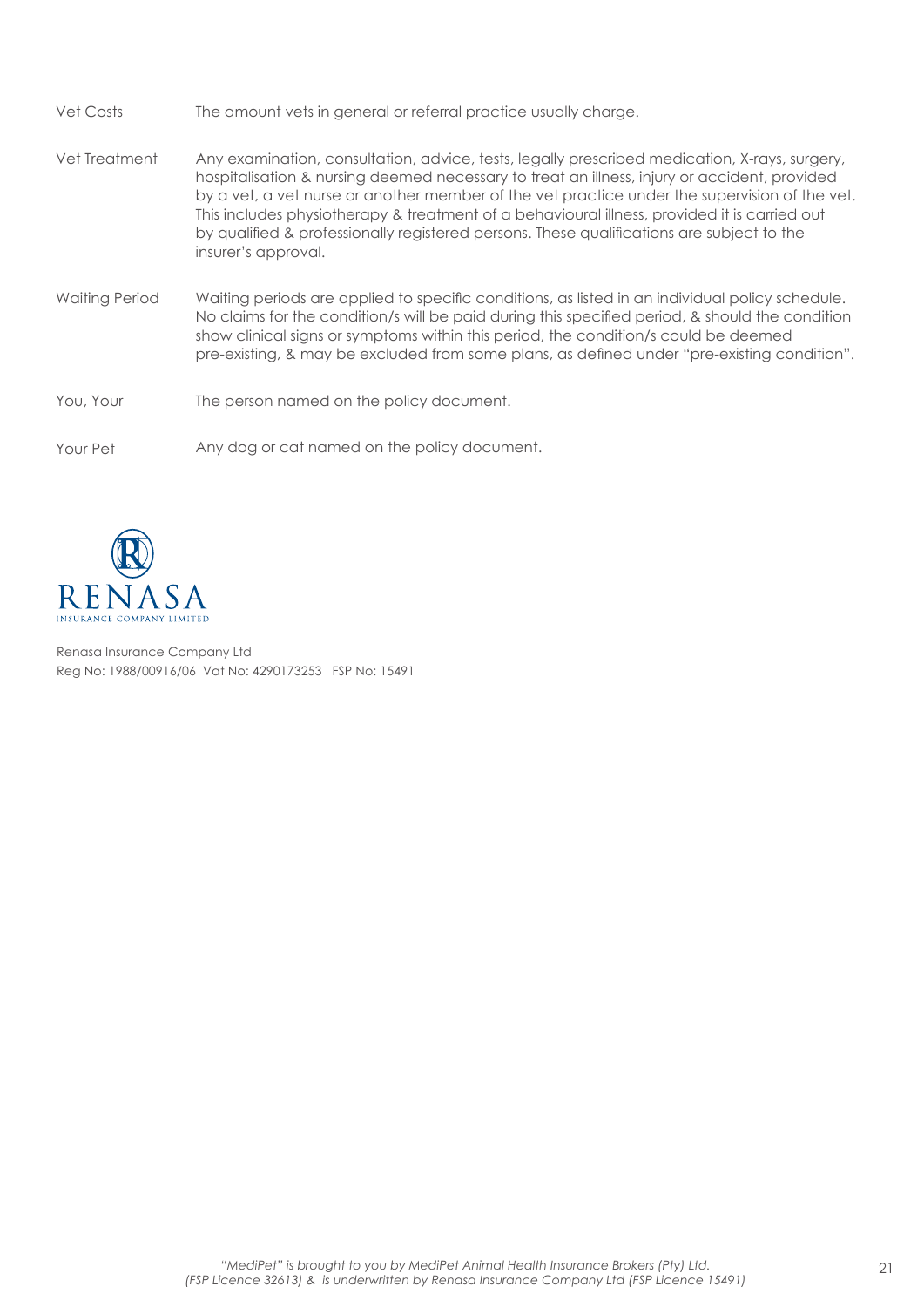| | |
|---|---|
| Vet Costs | The amount vets in general or referral practice usually charge. |
| Vet Treatment | Any examination, consultation, advice, tests, legally prescribed medication, X-rays, surgery, hospitalisation & nursing deemed necessary to treat an illness, injury or accident, provided by a vet, a vet nurse or another member of the vet practice under the supervision of the vet. This includes physiotherapy & treatment of a behavioural illness, provided it is carried out by qualified & professionally registered persons. These qualifications are subject to the insurer's approval. |
| Waiting Period | Waiting periods are applied to specific conditions, as listed in an individual policy schedule. No claims for the condition/s will be paid during this specified period, & should the condition show clinical signs or symptoms within this period, the condition/s could be deemed pre-existing, & may be excluded from some plans, as defined under "pre-existing condition". |
| You, Your | The person named on the policy document. |
| Your Pet | Any dog or cat named on the policy document. |

RENASA
INSURANCE COMPANY LIMITED

Renasa Insurance Company Ltd
Reg No: 1988/00916/06 Vat No: 4290173253 FSP No: 15491

*"MediPet" is brought to you by MediPet Animal Health Insurance Brokers (Pty) Ltd. (FSP Licence 32613) & is underwritten by Renasa Insurance Company Ltd (FSP Licence 15491)*